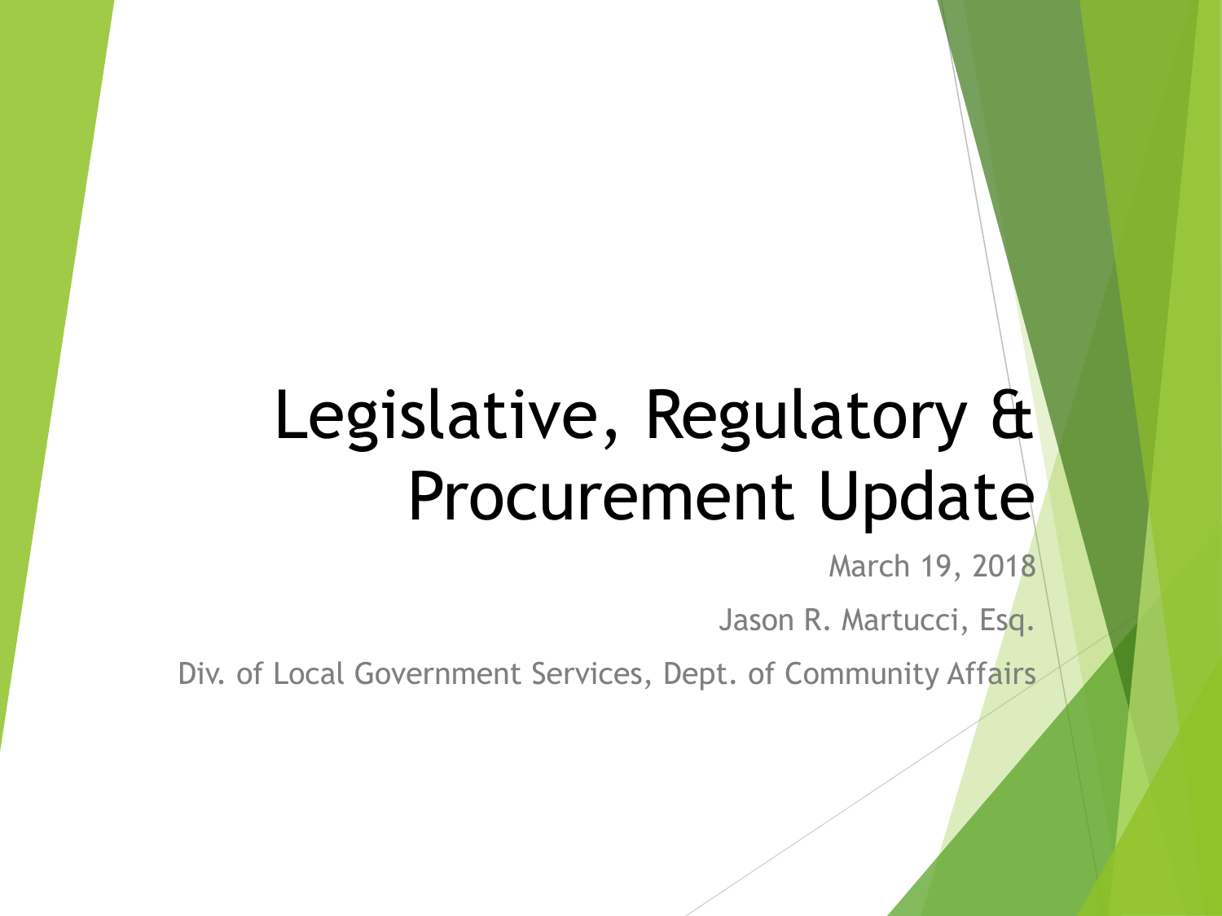# Legislative, Regulatory & Procurement Update

March 19, 2018

Jason R. Martucci, Esq.

Div. of Local Government Services, Dept. of Community Affairs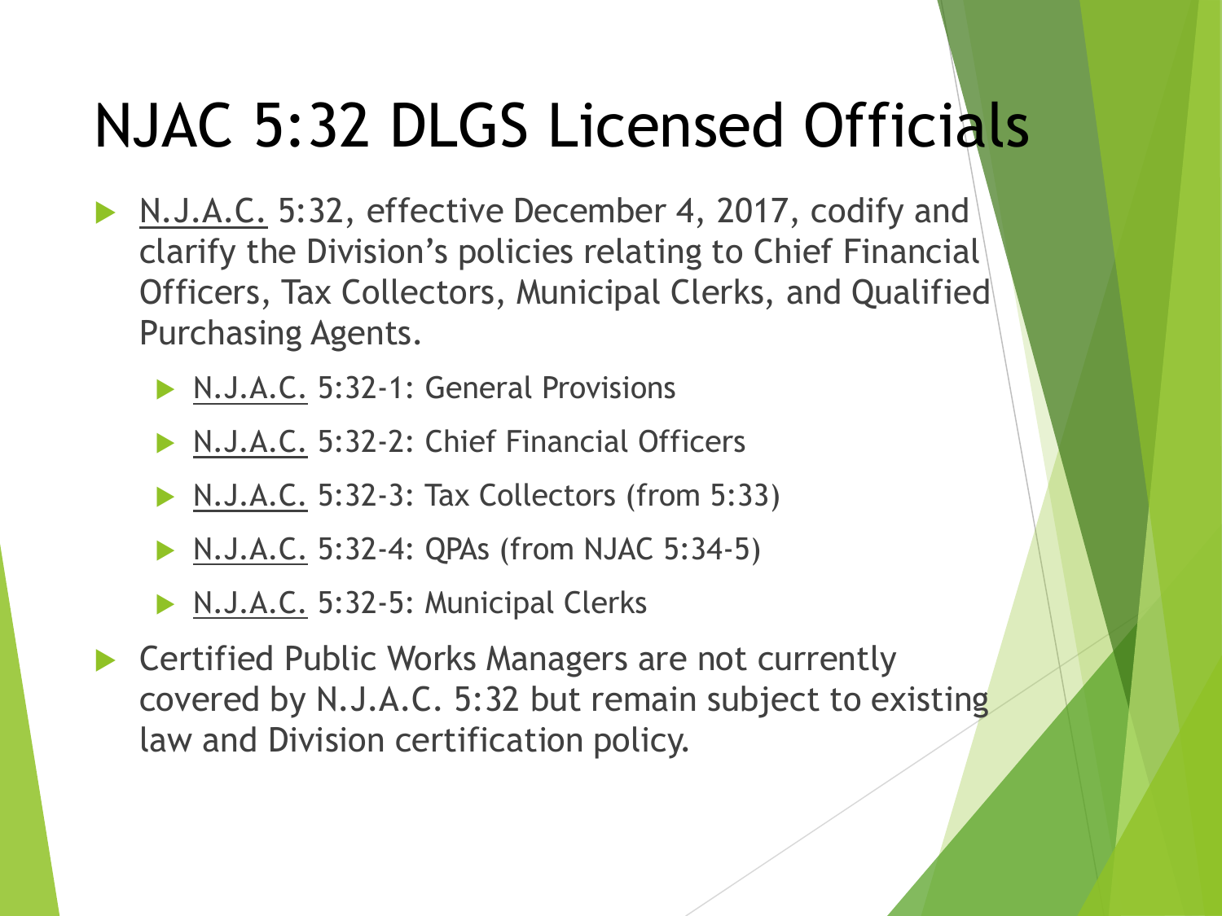# NJAC 5:32 DLGS Licensed Officials

- <u>N.J.A.C.</u> 5:32, effective December 4, 2017, codify and clarify the Division's policies relating to Chief Financial Officers, Tax Collectors, Municipal Clerks, and Qualified Purchasing Agents.
  - <u>N.J.A.C.</u> 5:32-1: General Provisions
  - <u>N.J.A.C.</u> 5:32-2: Chief Financial Officers
  - <u>N.J.A.C.</u> 5:32-3: Tax Collectors (from 5:33)
  - <u>N.J.A.C.</u> 5:32-4: QPAs (from NJAC 5:34-5)
  - <u>N.J.A.C.</u> 5:32-5: Municipal Clerks
- Certified Public Works Managers are not currently covered by N.J.A.C. 5:32 but remain subject to existing law and Division certification policy.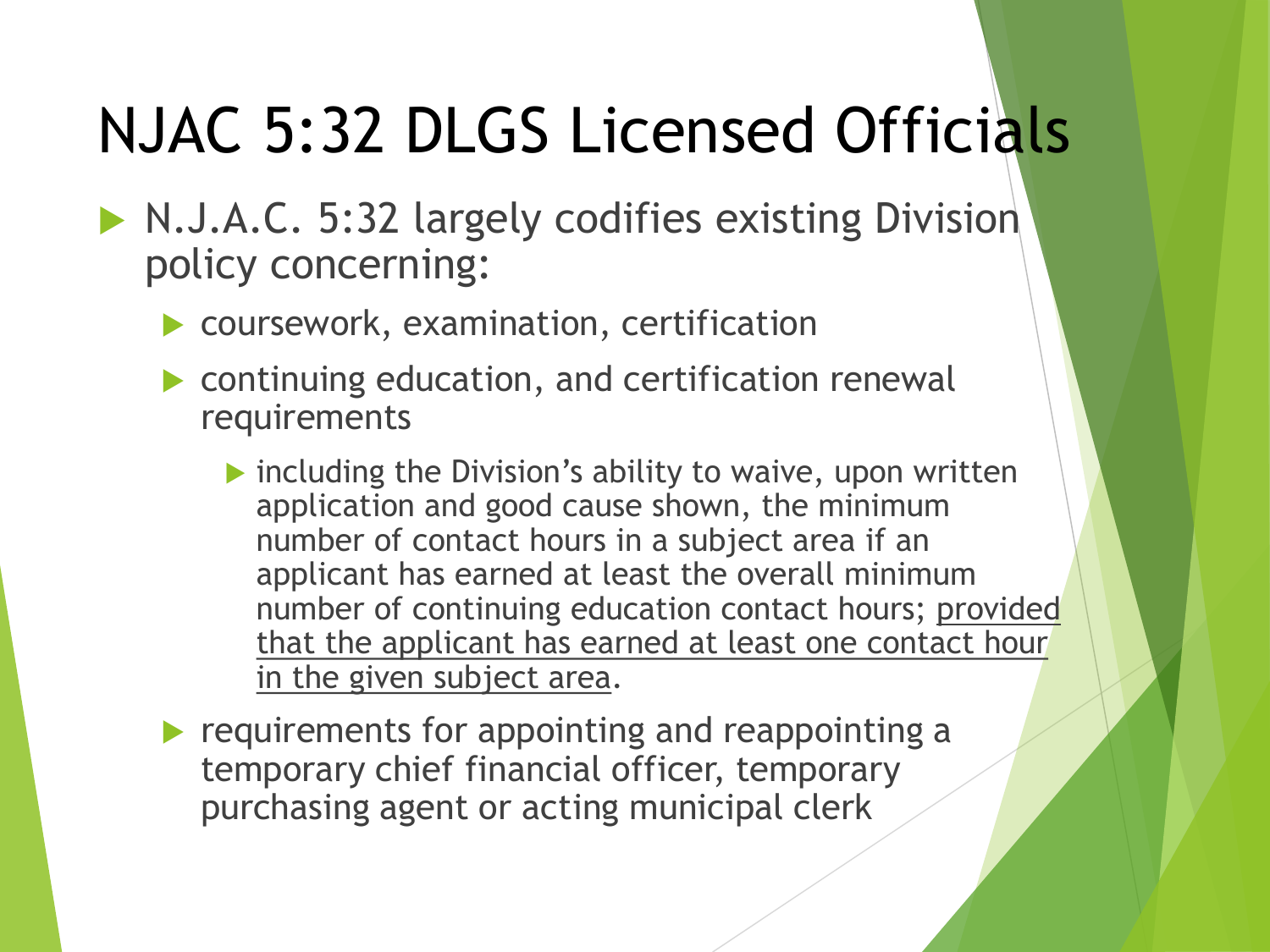# NJAC 5:32 DLGS Licensed Officials

- N.J.A.C. 5:32 largely codifies existing Division policy concerning:
  - coursework, examination, certification
  - continuing education, and certification renewal requirements
    - including the Division's ability to waive, upon written application and good cause shown, the minimum number of contact hours in a subject area if an applicant has earned at least the overall minimum number of continuing education contact hours; <u>provided that the applicant has earned at least one contact hour in the given subject area</u>.
  - requirements for appointing and reappointing a temporary chief financial officer, temporary purchasing agent or acting municipal clerk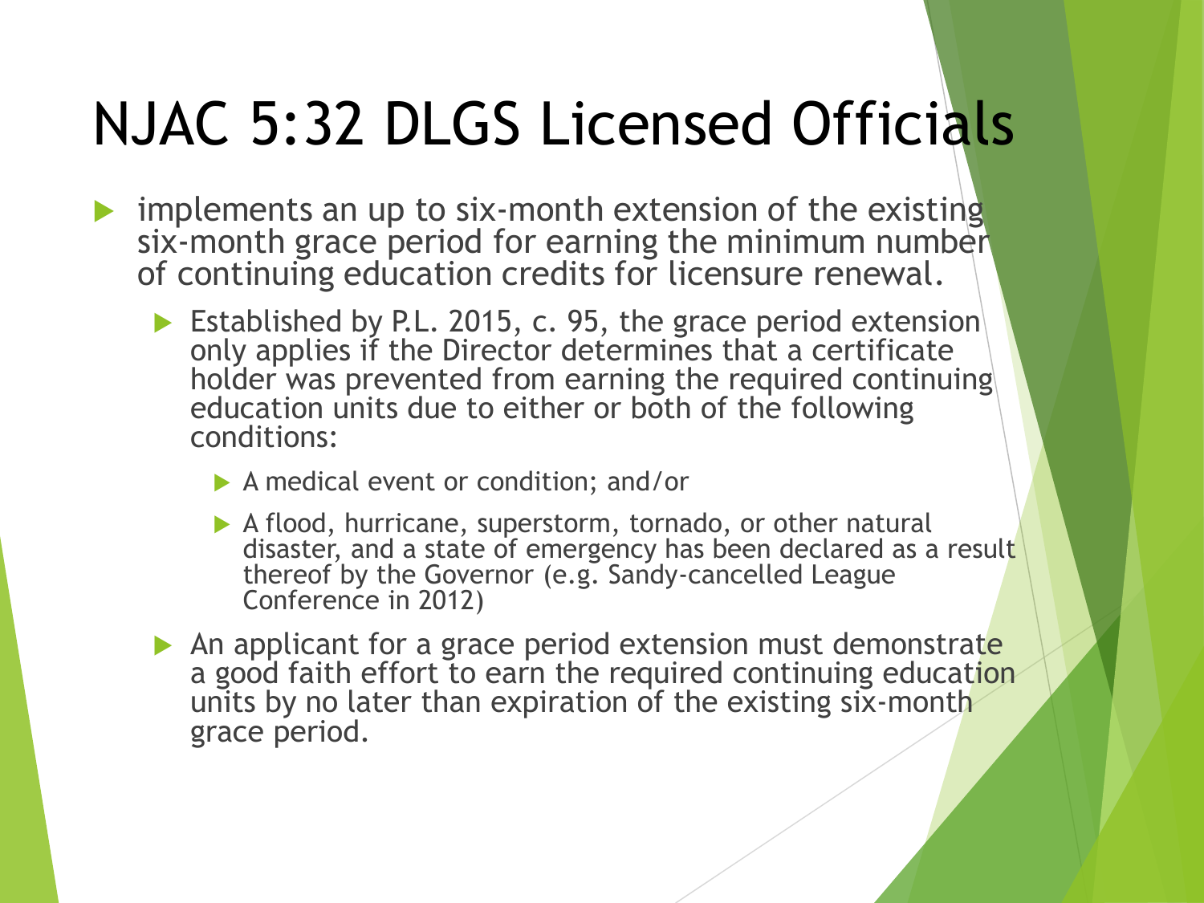# NJAC 5:32 DLGS Licensed Officials

- implements an up to six-month extension of the existing six-month grace period for earning the minimum number of continuing education credits for licensure renewal.
  - Established by P.L. 2015, c. 95, the grace period extension only applies if the Director determines that a certificate holder was prevented from earning the required continuing education units due to either or both of the following conditions:
    - A medical event or condition; and/or
    - A flood, hurricane, superstorm, tornado, or other natural disaster, and a state of emergency has been declared as a result thereof by the Governor (e.g. Sandy-cancelled League Conference in 2012)
  - An applicant for a grace period extension must demonstrate a good faith effort to earn the required continuing education units by no later than expiration of the existing six-month grace period.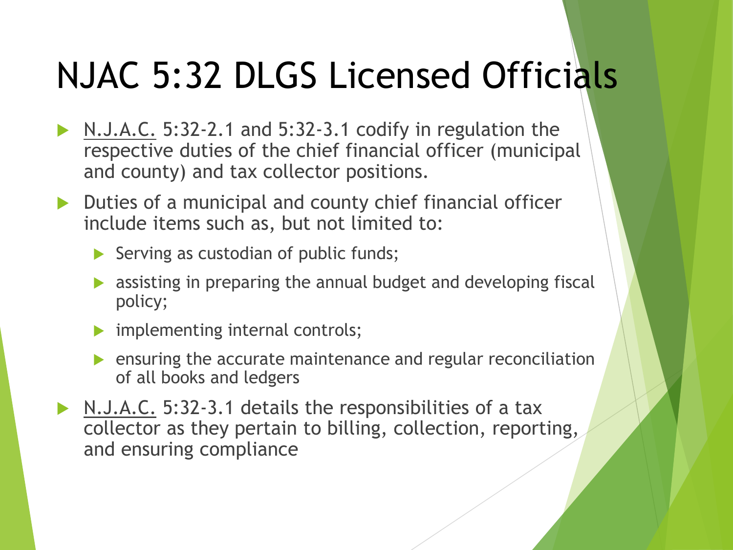# NJAC 5:32 DLGS Licensed Officials

- N.J.A.C. 5:32-2.1 and 5:32-3.1 codify in regulation the respective duties of the chief financial officer (municipal and county) and tax collector positions.
- Duties of a municipal and county chief financial officer include items such as, but not limited to:
  - Serving as custodian of public funds;
  - assisting in preparing the annual budget and developing fiscal policy;
  - implementing internal controls;
  - ensuring the accurate maintenance and regular reconciliation of all books and ledgers
- N.J.A.C. 5:32-3.1 details the responsibilities of a tax collector as they pertain to billing, collection, reporting, and ensuring compliance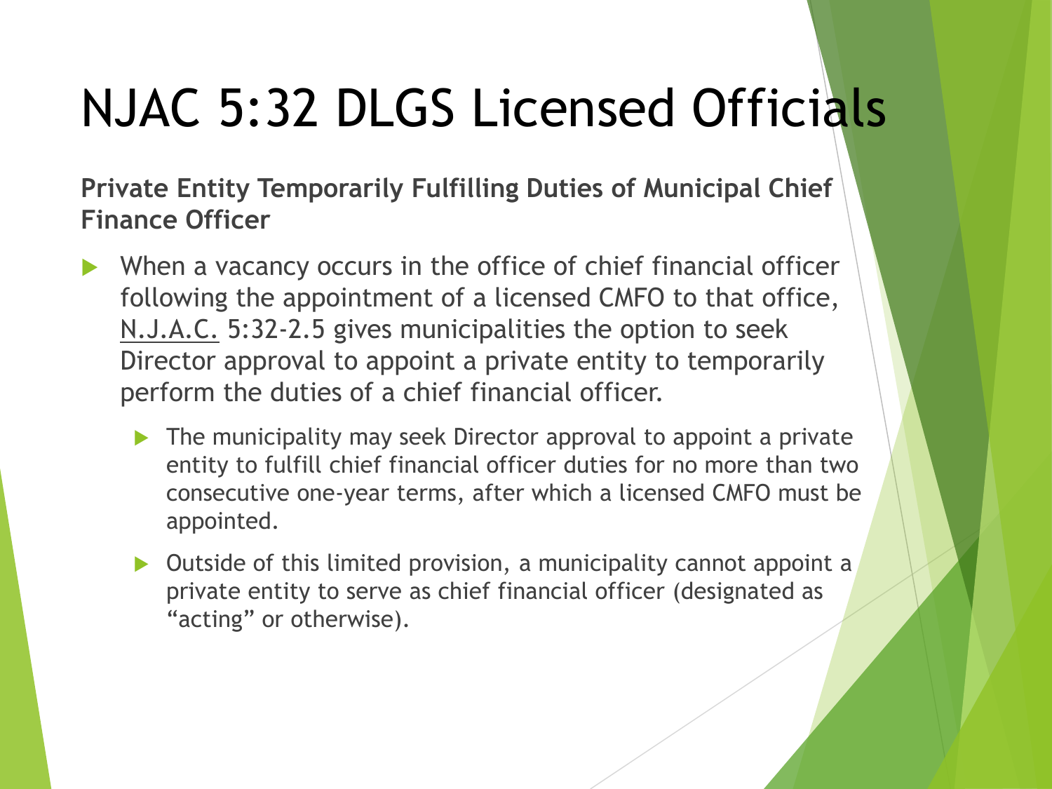# NJAC 5:32 DLGS Licensed Officials

**Private Entity Temporarily Fulfilling Duties of Municipal Chief Finance Officer**

- When a vacancy occurs in the office of chief financial officer following the appointment of a licensed CMFO to that office, N.J.A.C. 5:32-2.5 gives municipalities the option to seek Director approval to appoint a private entity to temporarily perform the duties of a chief financial officer.
  - The municipality may seek Director approval to appoint a private entity to fulfill chief financial officer duties for no more than two consecutive one-year terms, after which a licensed CMFO must be appointed.
  - Outside of this limited provision, a municipality cannot appoint a private entity to serve as chief financial officer (designated as "acting" or otherwise).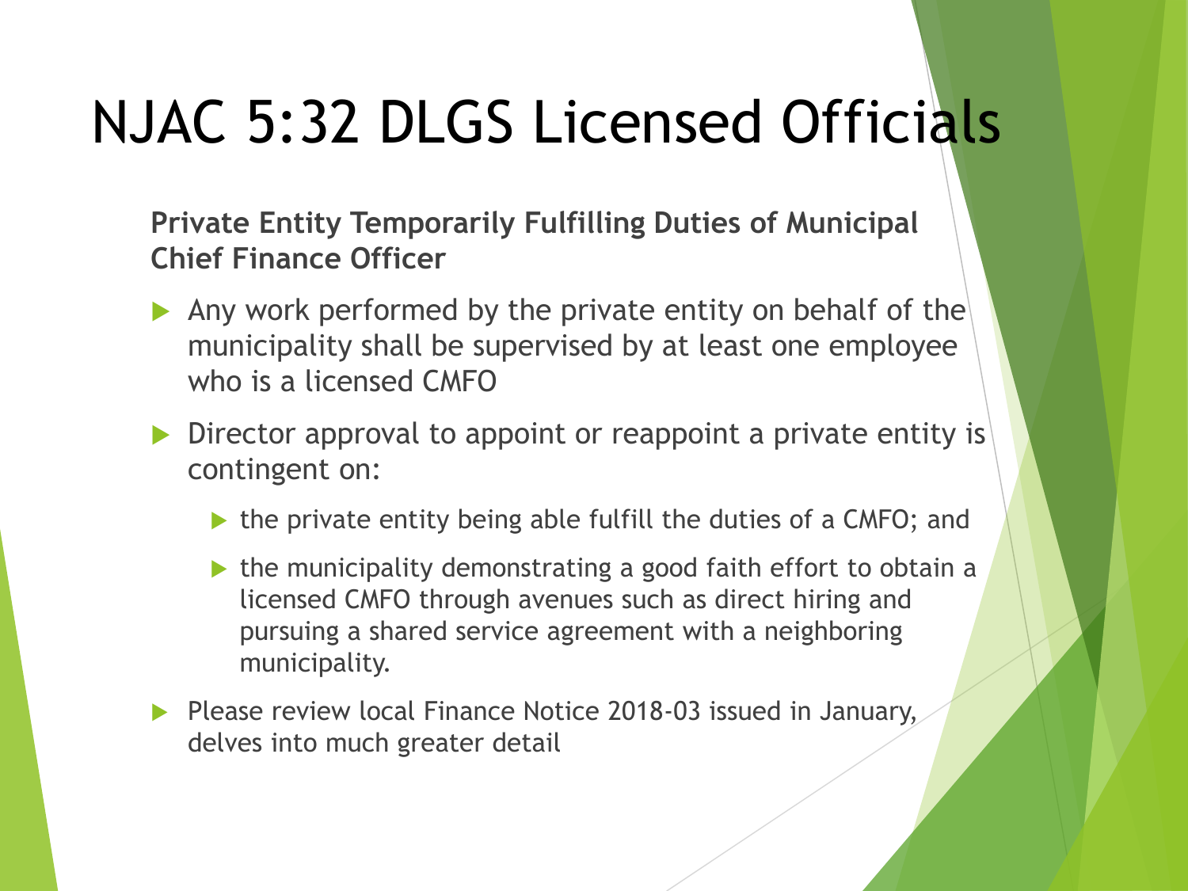# NJAC 5:32 DLGS Licensed Officials

**Private Entity Temporarily Fulfilling Duties of Municipal Chief Finance Officer**

- Any work performed by the private entity on behalf of the municipality shall be supervised by at least one employee who is a licensed CMFO
- Director approval to appoint or reappoint a private entity is contingent on:
  - the private entity being able fulfill the duties of a CMFO; and
  - the municipality demonstrating a good faith effort to obtain a licensed CMFO through avenues such as direct hiring and pursuing a shared service agreement with a neighboring municipality.
- Please review local Finance Notice 2018-03 issued in January, delves into much greater detail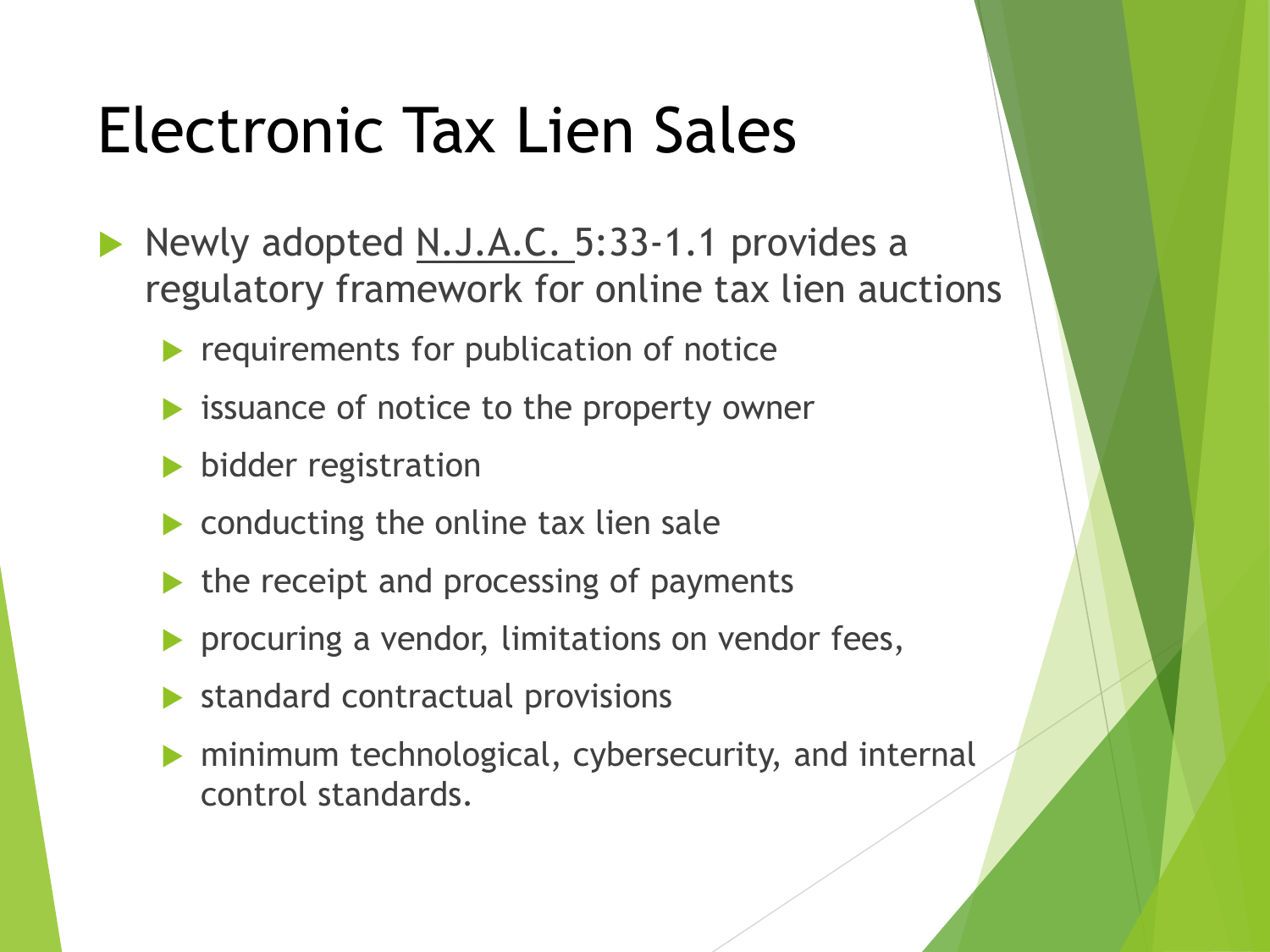# Electronic Tax Lien Sales

- Newly adopted N.J.A.C. 5:33-1.1 provides a regulatory framework for online tax lien auctions
  - requirements for publication of notice
  - issuance of notice to the property owner
  - bidder registration
  - conducting the online tax lien sale
  - the receipt and processing of payments
  - procuring a vendor, limitations on vendor fees,
  - standard contractual provisions
  - minimum technological, cybersecurity, and internal control standards.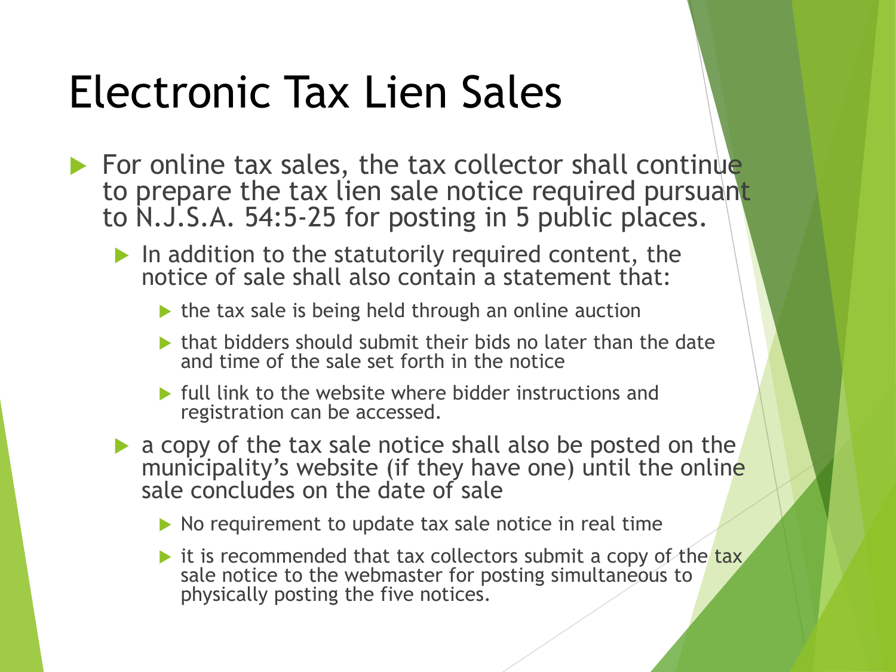# Electronic Tax Lien Sales

- For online tax sales, the tax collector shall continue to prepare the tax lien sale notice required pursuant to N.J.S.A. 54:5-25 for posting in 5 public places.
  - In addition to the statutorily required content, the notice of sale shall also contain a statement that:
    - the tax sale is being held through an online auction
    - that bidders should submit their bids no later than the date and time of the sale set forth in the notice
    - full link to the website where bidder instructions and registration can be accessed.
  - a copy of the tax sale notice shall also be posted on the municipality's website (if they have one) until the online sale concludes on the date of sale
    - No requirement to update tax sale notice in real time
    - it is recommended that tax collectors submit a copy of the tax sale notice to the webmaster for posting simultaneous to physically posting the five notices.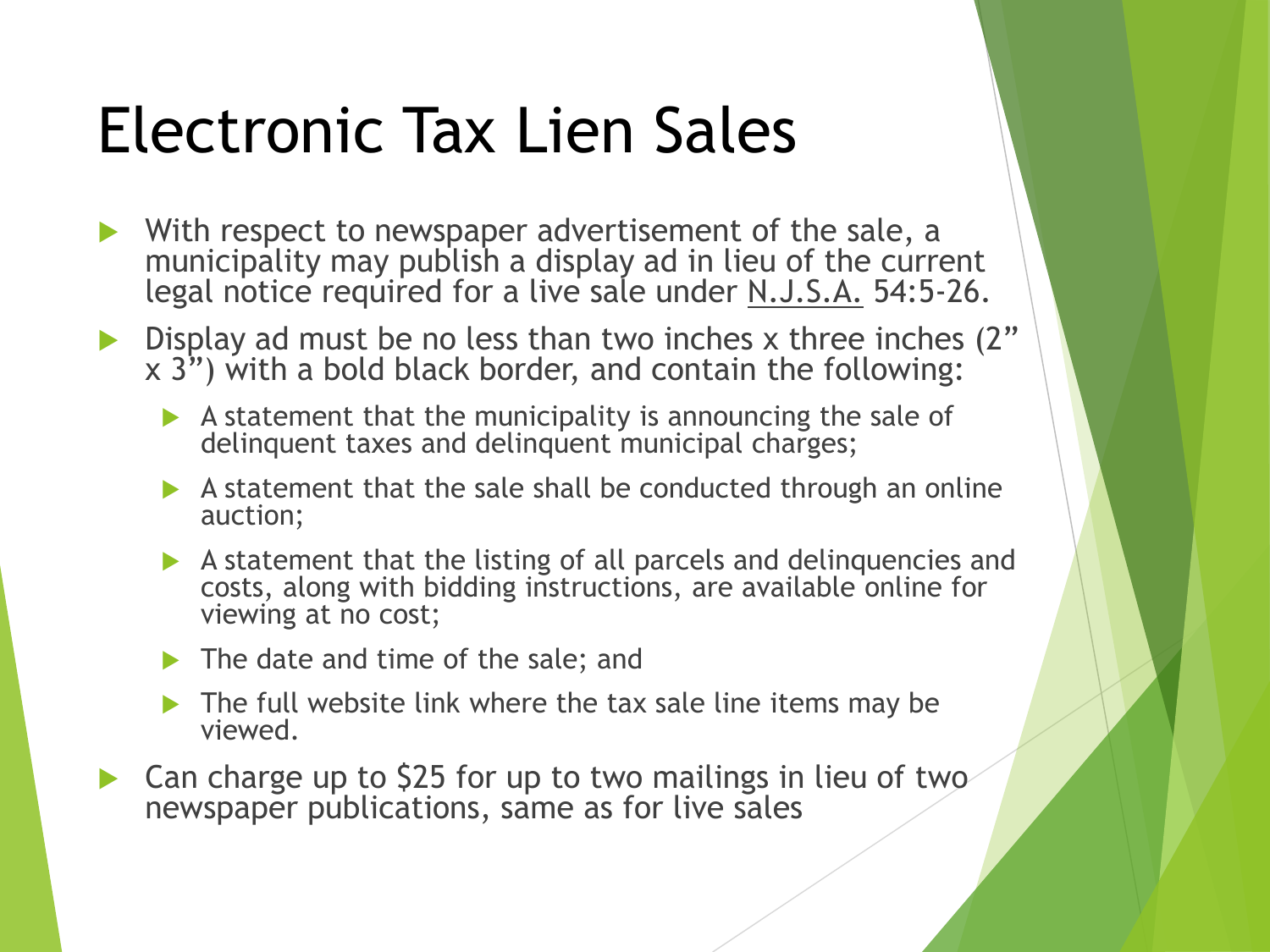# Electronic Tax Lien Sales

- With respect to newspaper advertisement of the sale, a municipality may publish a display ad in lieu of the current legal notice required for a live sale under N.J.S.A. 54:5-26.
- Display ad must be no less than two inches x three inches (2" x 3") with a bold black border, and contain the following:
  - A statement that the municipality is announcing the sale of delinquent taxes and delinquent municipal charges;
  - A statement that the sale shall be conducted through an online auction;
  - A statement that the listing of all parcels and delinquencies and costs, along with bidding instructions, are available online for viewing at no cost;
  - The date and time of the sale; and
  - The full website link where the tax sale line items may be viewed.
- Can charge up to $25 for up to two mailings in lieu of two newspaper publications, same as for live sales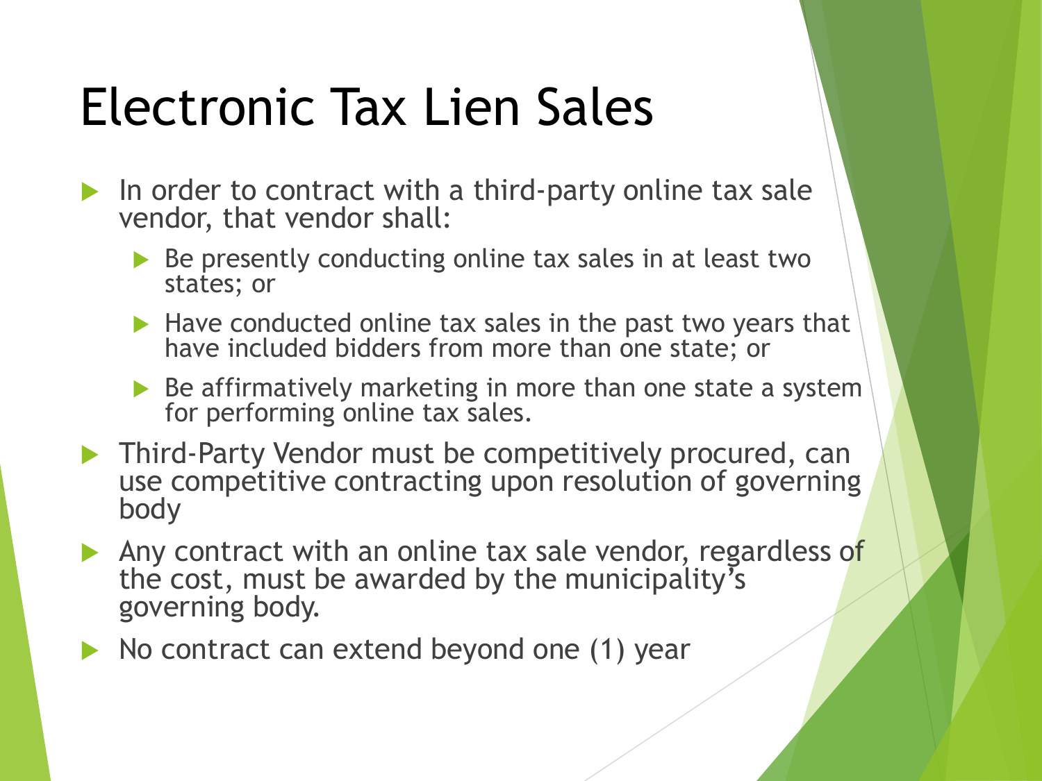# Electronic Tax Lien Sales

- In order to contract with a third-party online tax sale vendor, that vendor shall:
  - Be presently conducting online tax sales in at least two states; or
  - Have conducted online tax sales in the past two years that have included bidders from more than one state; or
  - Be affirmatively marketing in more than one state a system for performing online tax sales.
- Third-Party Vendor must be competitively procured, can use competitive contracting upon resolution of governing body
- Any contract with an online tax sale vendor, regardless of the cost, must be awarded by the municipality's governing body.
- No contract can extend beyond one (1) year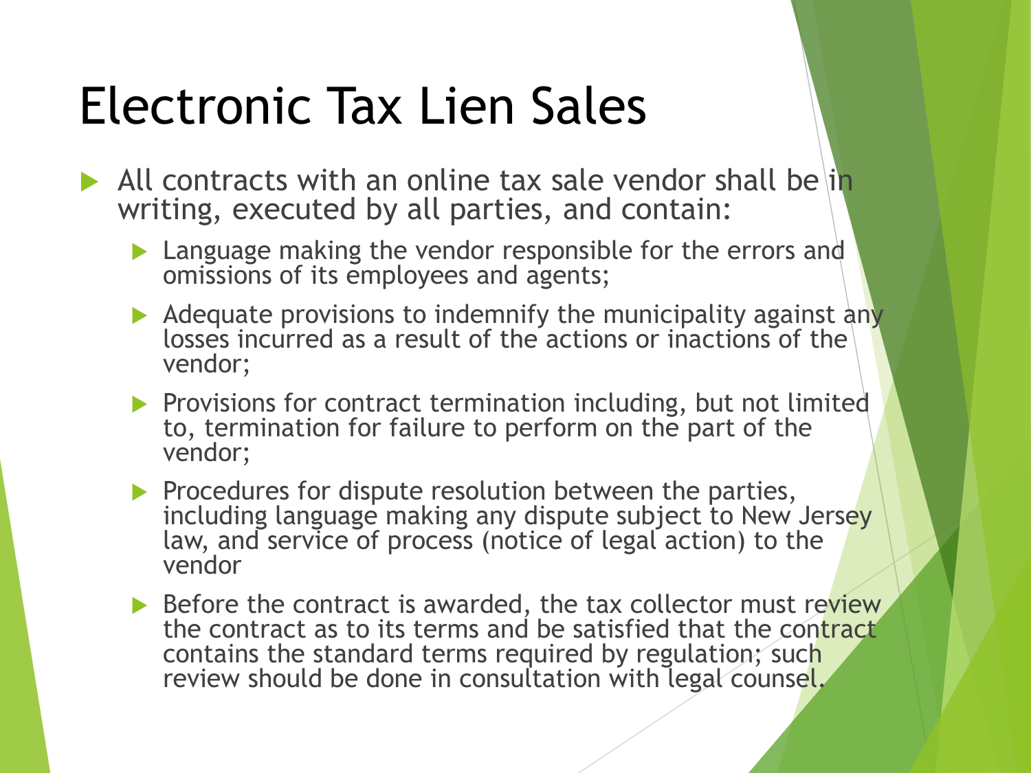# Electronic Tax Lien Sales

- All contracts with an online tax sale vendor shall be in writing, executed by all parties, and contain:
  - Language making the vendor responsible for the errors and omissions of its employees and agents;
  - Adequate provisions to indemnify the municipality against any losses incurred as a result of the actions or inactions of the vendor;
  - Provisions for contract termination including, but not limited to, termination for failure to perform on the part of the vendor;
  - Procedures for dispute resolution between the parties, including language making any dispute subject to New Jersey law, and service of process (notice of legal action) to the vendor
  - Before the contract is awarded, the tax collector must review the contract as to its terms and be satisfied that the contract contains the standard terms required by regulation; such review should be done in consultation with legal counsel.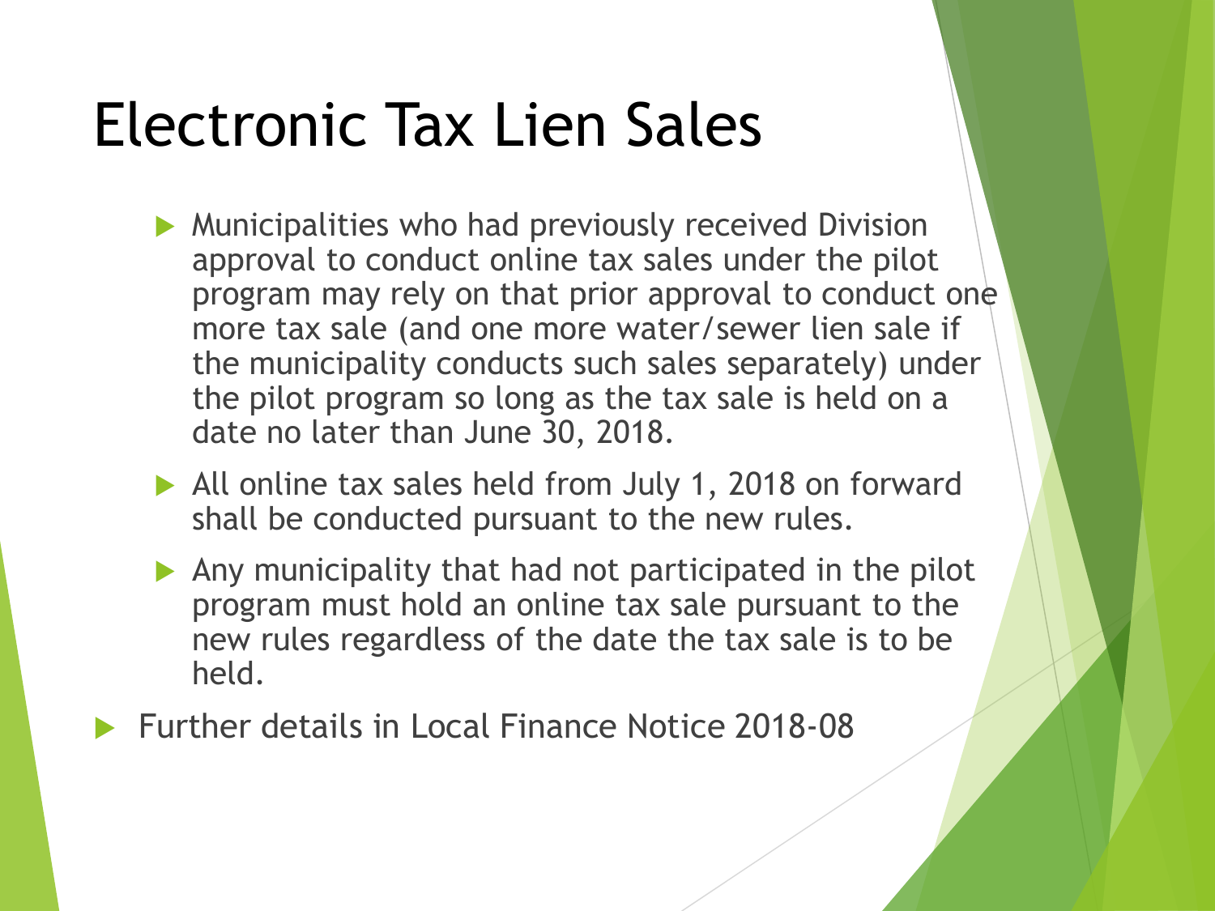# Electronic Tax Lien Sales

- Municipalities who had previously received Division approval to conduct online tax sales under the pilot program may rely on that prior approval to conduct one more tax sale (and one more water/sewer lien sale if the municipality conducts such sales separately) under the pilot program so long as the tax sale is held on a date no later than June 30, 2018.
- All online tax sales held from July 1, 2018 on forward shall be conducted pursuant to the new rules.
- Any municipality that had not participated in the pilot program must hold an online tax sale pursuant to the new rules regardless of the date the tax sale is to be held.

Further details in Local Finance Notice 2018-08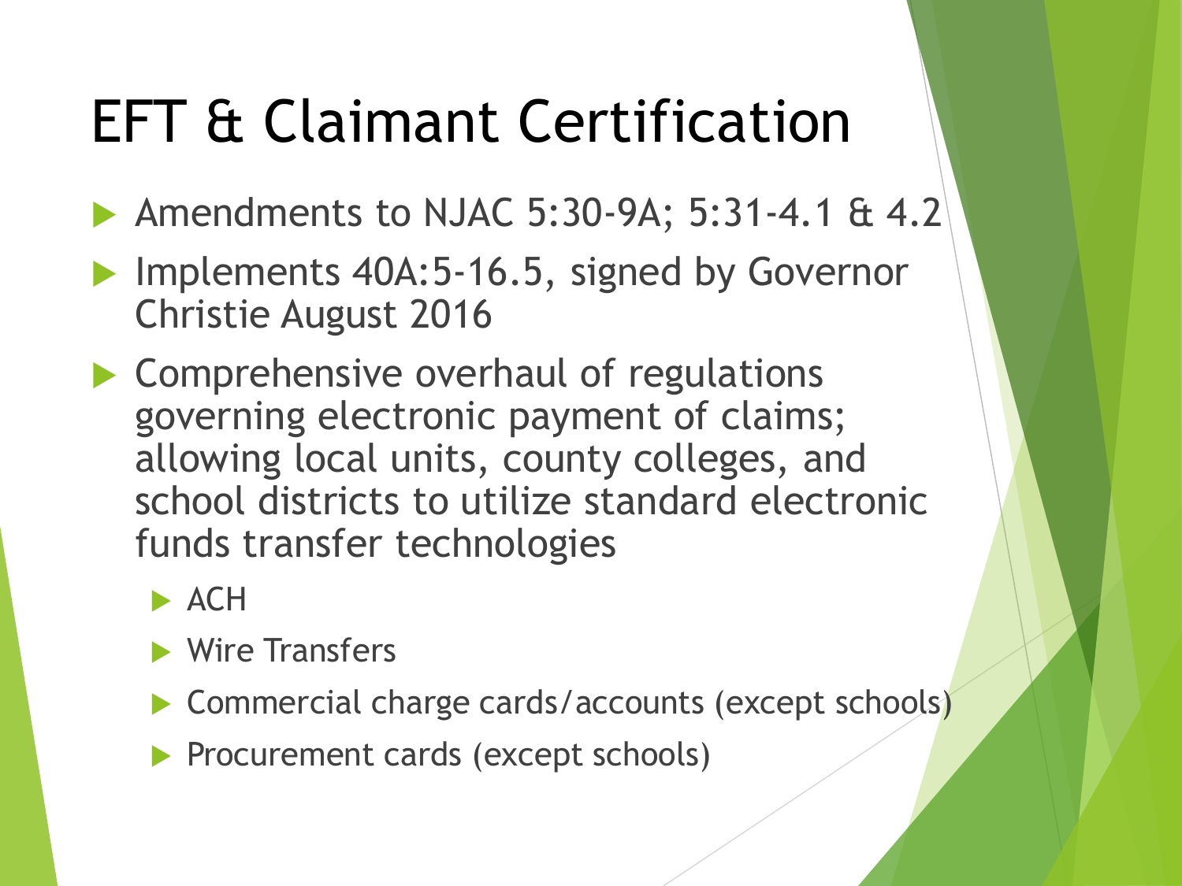# EFT & Claimant Certification

- Amendments to NJAC 5:30-9A; 5:31-4.1 & 4.2
- Implements 40A:5-16.5, signed by Governor Christie August 2016
- Comprehensive overhaul of regulations governing electronic payment of claims; allowing local units, county colleges, and school districts to utilize standard electronic funds transfer technologies
  - ACH
  - Wire Transfers
  - Commercial charge cards/accounts (except schools)
  - Procurement cards (except schools)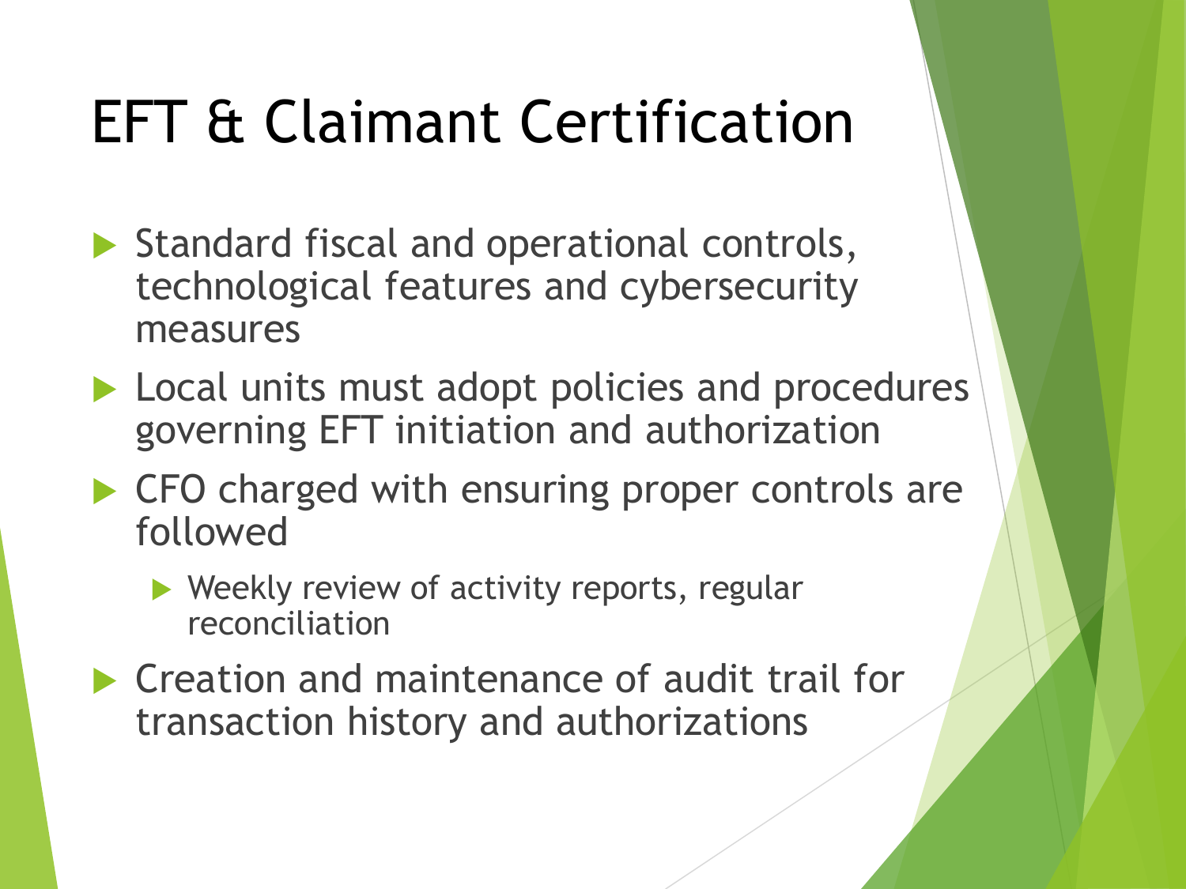# EFT & Claimant Certification

- Standard fiscal and operational controls, technological features and cybersecurity measures
- Local units must adopt policies and procedures governing EFT initiation and authorization
- CFO charged with ensuring proper controls are followed
  - Weekly review of activity reports, regular reconciliation
- Creation and maintenance of audit trail for transaction history and authorizations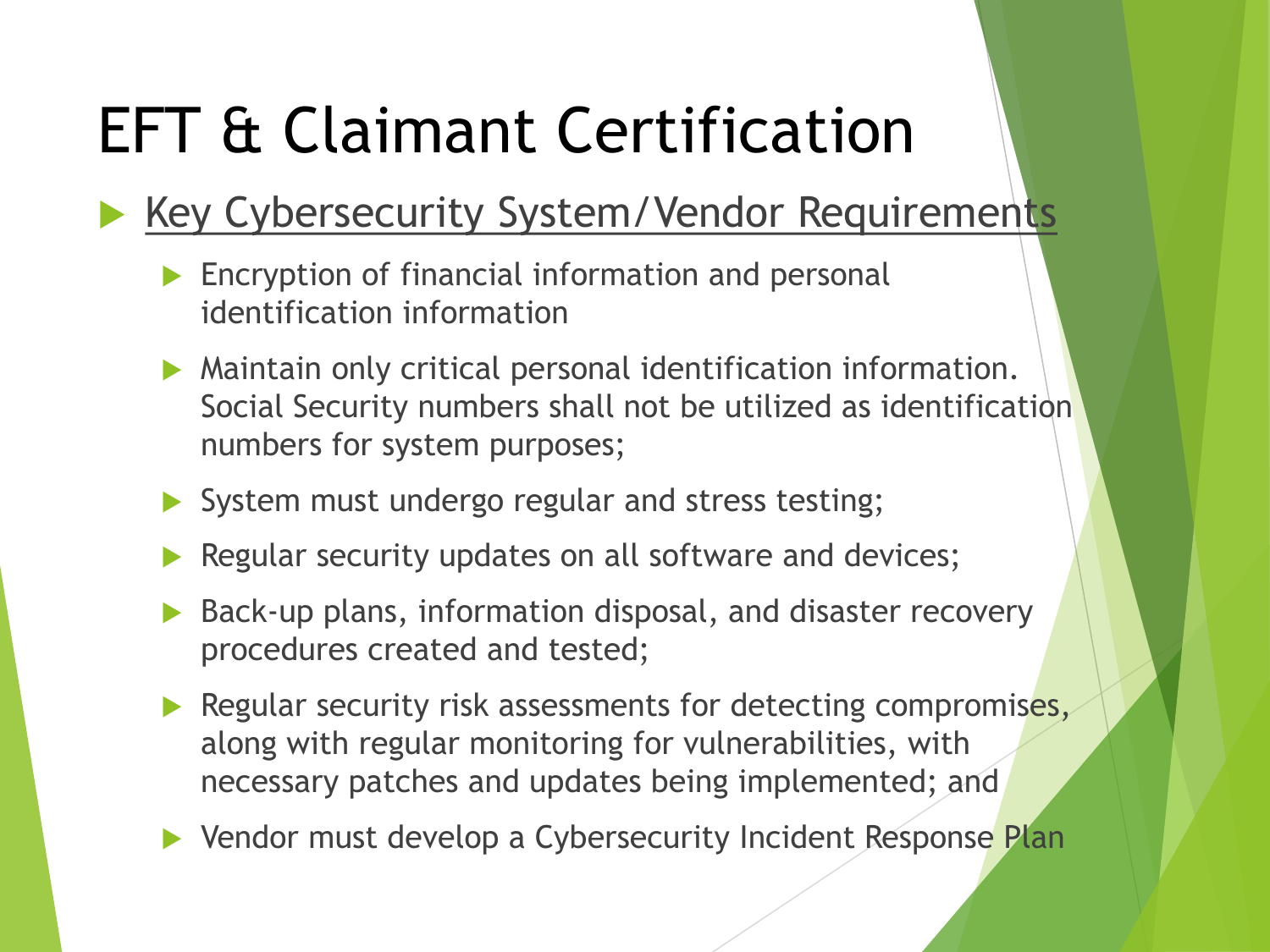# EFT & Claimant Certification

- Key Cybersecurity System/Vendor Requirements
  - Encryption of financial information and personal identification information
  - Maintain only critical personal identification information. Social Security numbers shall not be utilized as identification numbers for system purposes;
  - System must undergo regular and stress testing;
  - Regular security updates on all software and devices;
  - Back-up plans, information disposal, and disaster recovery procedures created and tested;
  - Regular security risk assessments for detecting compromises, along with regular monitoring for vulnerabilities, with necessary patches and updates being implemented; and
  - Vendor must develop a Cybersecurity Incident Response Plan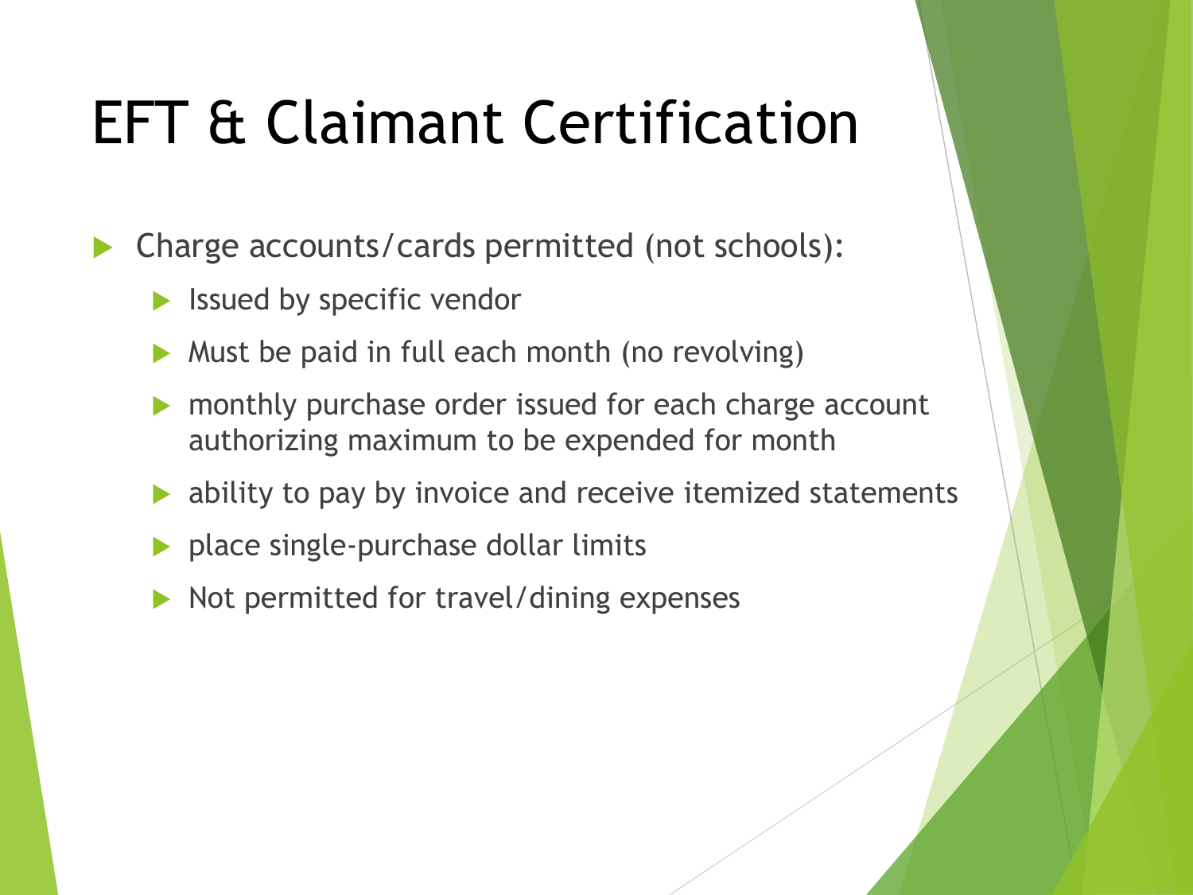# EFT & Claimant Certification

- Charge accounts/cards permitted (not schools):
  - Issued by specific vendor
  - Must be paid in full each month (no revolving)
  - monthly purchase order issued for each charge account authorizing maximum to be expended for month
  - ability to pay by invoice and receive itemized statements
  - place single-purchase dollar limits
  - Not permitted for travel/dining expenses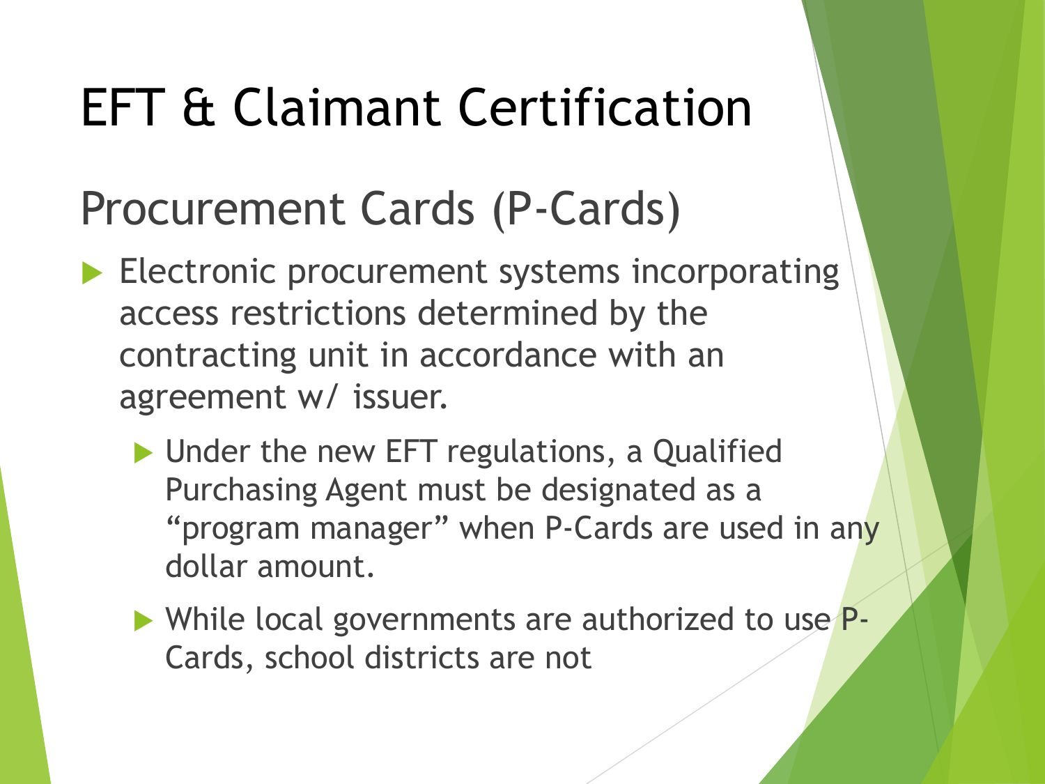# EFT & Claimant Certification

## Procurement Cards (P-Cards)

- Electronic procurement systems incorporating access restrictions determined by the contracting unit in accordance with an agreement w/ issuer.
  - Under the new EFT regulations, a Qualified Purchasing Agent must be designated as a "program manager" when P-Cards are used in any dollar amount.
  - While local governments are authorized to use P-Cards, school districts are not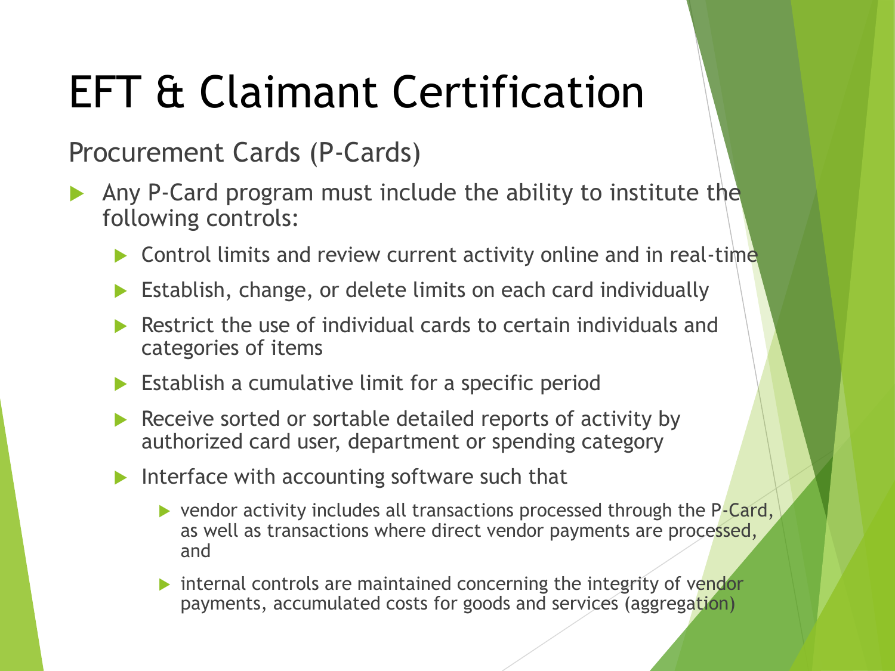# EFT & Claimant Certification

## Procurement Cards (P-Cards)

- Any P-Card program must include the ability to institute the following controls:
  - Control limits and review current activity online and in real-time
  - Establish, change, or delete limits on each card individually
  - Restrict the use of individual cards to certain individuals and categories of items
  - Establish a cumulative limit for a specific period
  - Receive sorted or sortable detailed reports of activity by authorized card user, department or spending category
  - Interface with accounting software such that
    - vendor activity includes all transactions processed through the P-Card, as well as transactions where direct vendor payments are processed, and
    - internal controls are maintained concerning the integrity of vendor payments, accumulated costs for goods and services (aggregation)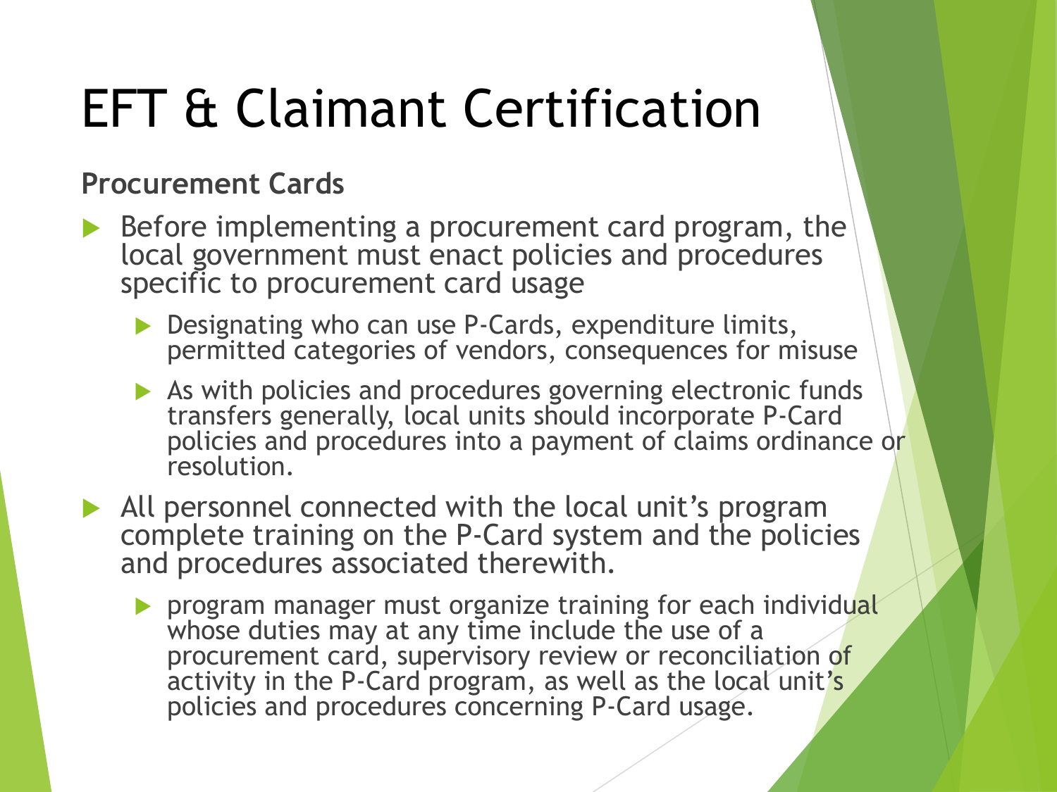# EFT & Claimant Certification

**Procurement Cards**

- Before implementing a procurement card program, the local government must enact policies and procedures specific to procurement card usage
  - Designating who can use P-Cards, expenditure limits, permitted categories of vendors, consequences for misuse
  - As with policies and procedures governing electronic funds transfers generally, local units should incorporate P-Card policies and procedures into a payment of claims ordinance or resolution.
- All personnel connected with the local unit's program complete training on the P-Card system and the policies and procedures associated therewith.
  - program manager must organize training for each individual whose duties may at any time include the use of a procurement card, supervisory review or reconciliation of activity in the P-Card program, as well as the local unit's policies and procedures concerning P-Card usage.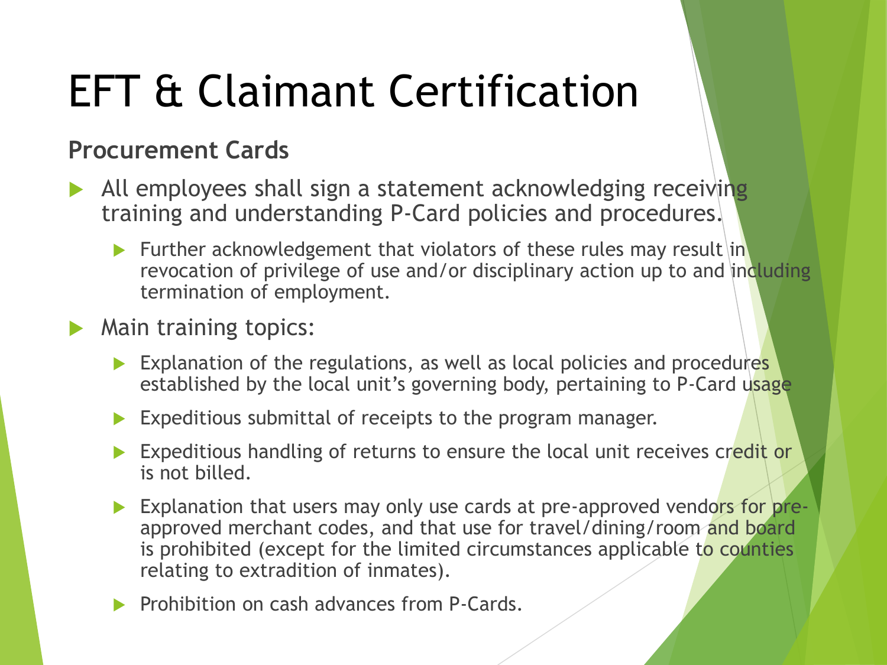# EFT & Claimant Certification

**Procurement Cards**

- All employees shall sign a statement acknowledging receiving training and understanding P-Card policies and procedures.
  - Further acknowledgement that violators of these rules may result in revocation of privilege of use and/or disciplinary action up to and including termination of employment.
- Main training topics:
  - Explanation of the regulations, as well as local policies and procedures established by the local unit's governing body, pertaining to P-Card usage
  - Expeditious submittal of receipts to the program manager.
  - Expeditious handling of returns to ensure the local unit receives credit or is not billed.
  - Explanation that users may only use cards at pre-approved vendors for pre-approved merchant codes, and that use for travel/dining/room and board is prohibited (except for the limited circumstances applicable to counties relating to extradition of inmates).
  - Prohibition on cash advances from P-Cards.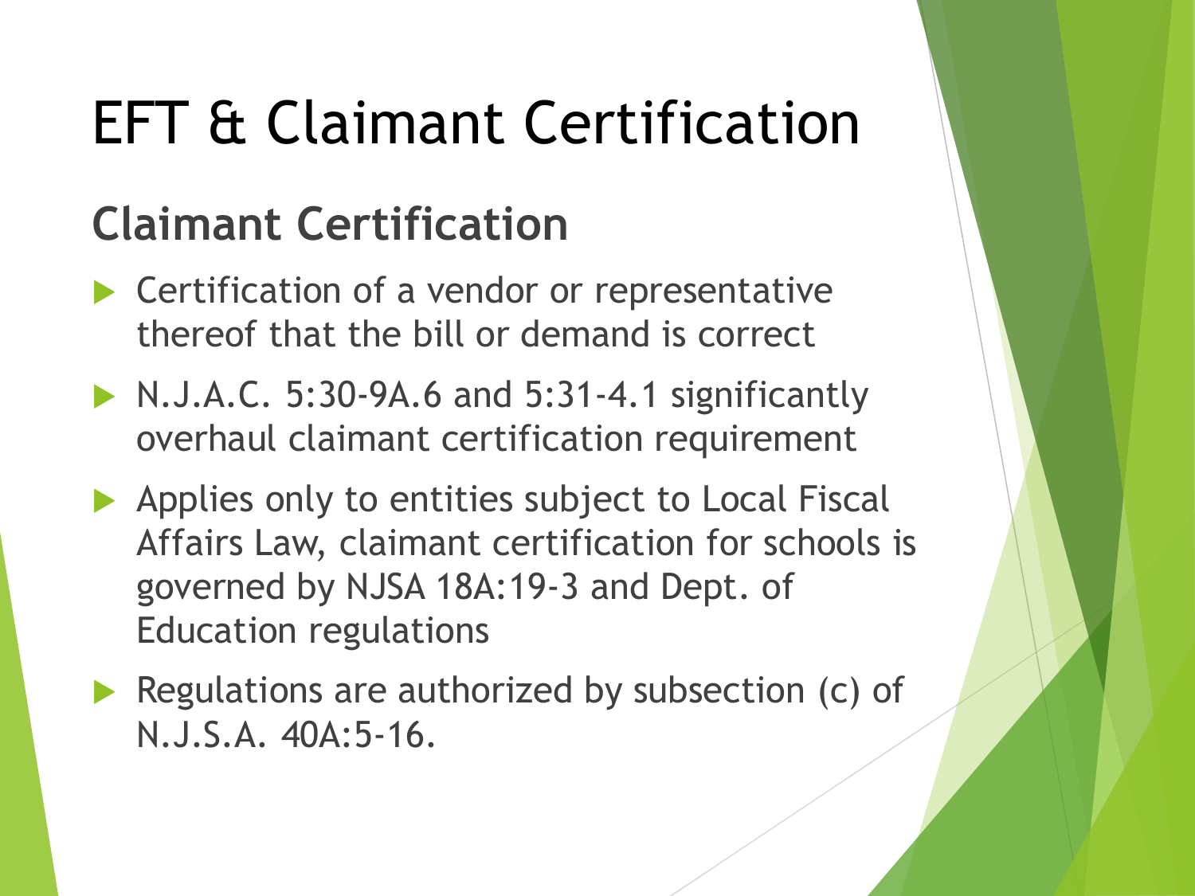# EFT & Claimant Certification

## Claimant Certification

- Certification of a vendor or representative thereof that the bill or demand is correct
- N.J.A.C. 5:30-9A.6 and 5:31-4.1 significantly overhaul claimant certification requirement
- Applies only to entities subject to Local Fiscal Affairs Law, claimant certification for schools is governed by NJSA 18A:19-3 and Dept. of Education regulations
- Regulations are authorized by subsection (c) of N.J.S.A. 40A:5-16.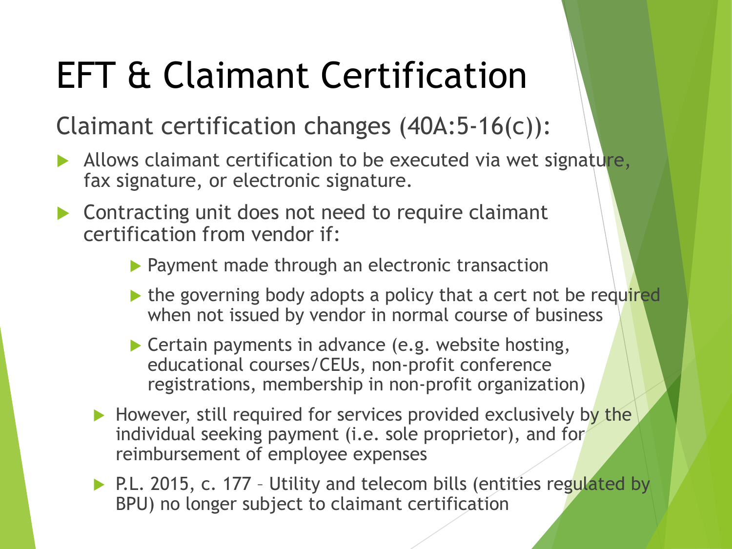# EFT & Claimant Certification

Claimant certification changes (40A:5-16(c)):

- Allows claimant certification to be executed via wet signature, fax signature, or electronic signature.
- Contracting unit does not need to require claimant certification from vendor if:
    - Payment made through an electronic transaction
    - the governing body adopts a policy that a cert not be required when not issued by vendor in normal course of business
    - Certain payments in advance (e.g. website hosting, educational courses/CEUs, non-profit conference registrations, membership in non-profit organization)
  - However, still required for services provided exclusively by the individual seeking payment (i.e. sole proprietor), and for reimbursement of employee expenses
  - P.L. 2015, c. 177 – Utility and telecom bills (entities regulated by BPU) no longer subject to claimant certification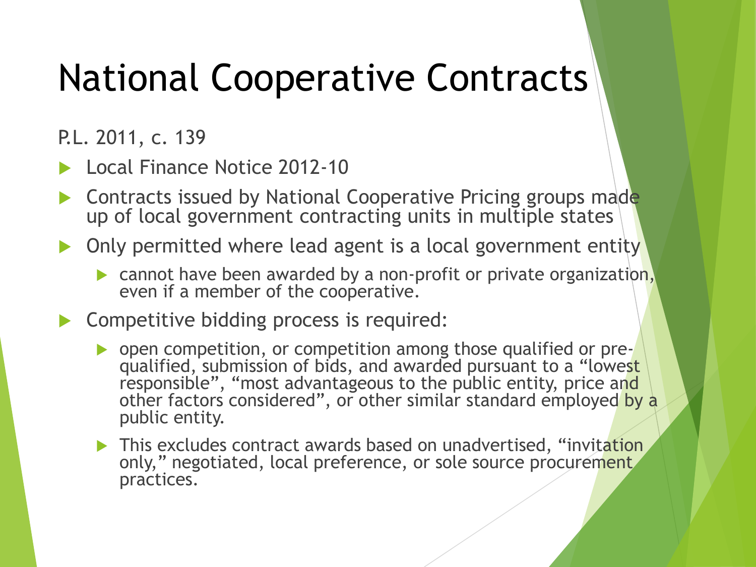# National Cooperative Contracts

P.L. 2011, c. 139

- Local Finance Notice 2012-10
- Contracts issued by National Cooperative Pricing groups made up of local government contracting units in multiple states
- Only permitted where lead agent is a local government entity
  - cannot have been awarded by a non-profit or private organization, even if a member of the cooperative.
- Competitive bidding process is required:
  - open competition, or competition among those qualified or pre-qualified, submission of bids, and awarded pursuant to a "lowest responsible", "most advantageous to the public entity, price and other factors considered", or other similar standard employed by a public entity.
  - This excludes contract awards based on unadvertised, "invitation only," negotiated, local preference, or sole source procurement practices.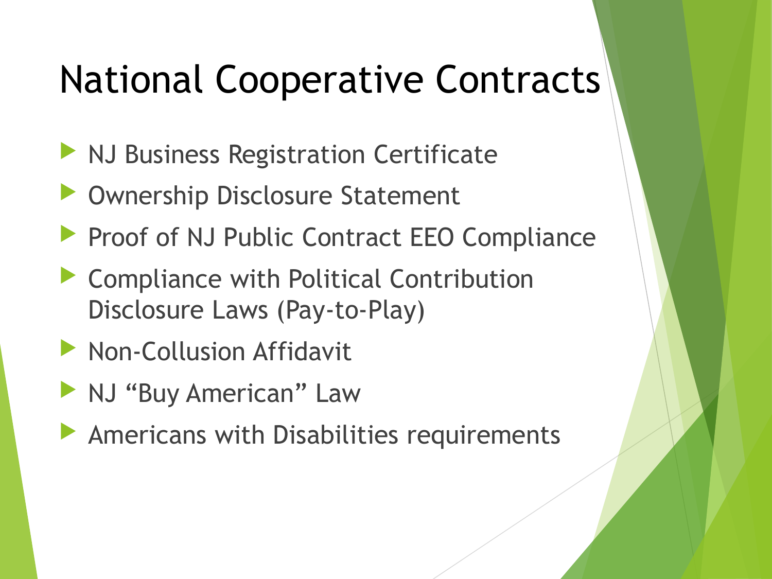# National Cooperative Contracts

- NJ Business Registration Certificate
- Ownership Disclosure Statement
- Proof of NJ Public Contract EEO Compliance
- Compliance with Political Contribution Disclosure Laws (Pay-to-Play)
- Non-Collusion Affidavit
- NJ "Buy American" Law
- Americans with Disabilities requirements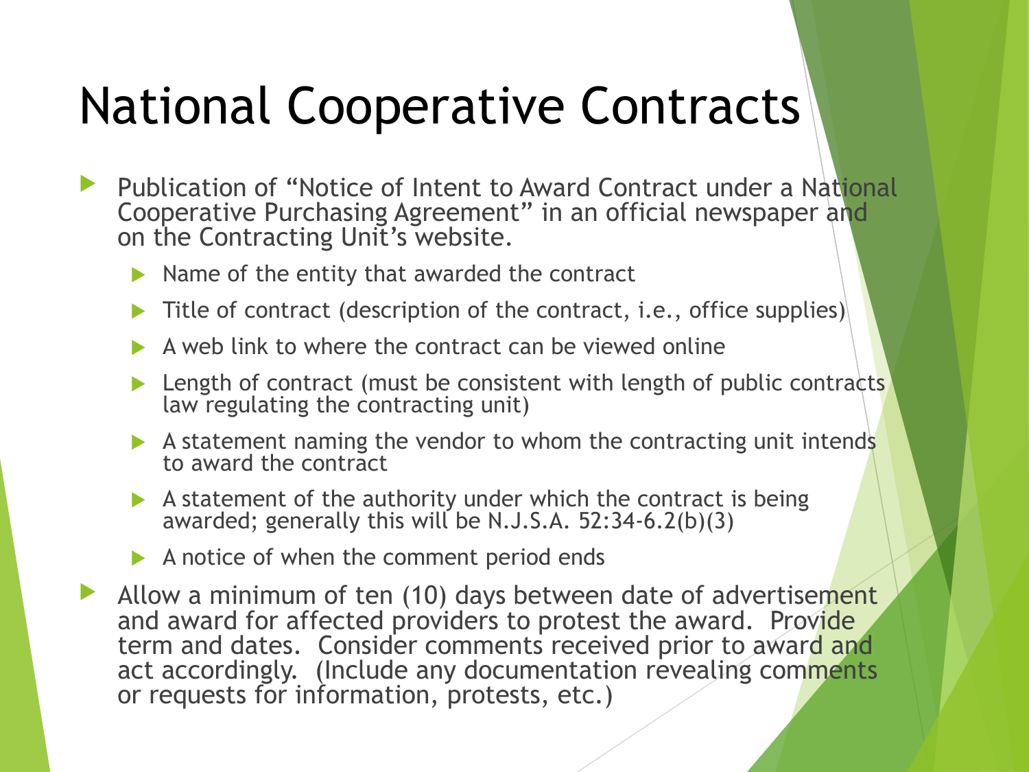# National Cooperative Contracts

- Publication of "Notice of Intent to Award Contract under a National Cooperative Purchasing Agreement" in an official newspaper and on the Contracting Unit's website.
  - Name of the entity that awarded the contract
  - Title of contract (description of the contract, i.e., office supplies)
  - A web link to where the contract can be viewed online
  - Length of contract (must be consistent with length of public contracts law regulating the contracting unit)
  - A statement naming the vendor to whom the contracting unit intends to award the contract
  - A statement of the authority under which the contract is being awarded; generally this will be N.J.S.A. 52:34-6.2(b)(3)
  - A notice of when the comment period ends
- Allow a minimum of ten (10) days between date of advertisement and award for affected providers to protest the award. Provide term and dates. Consider comments received prior to award and act accordingly. (Include any documentation revealing comments or requests for information, protests, etc.)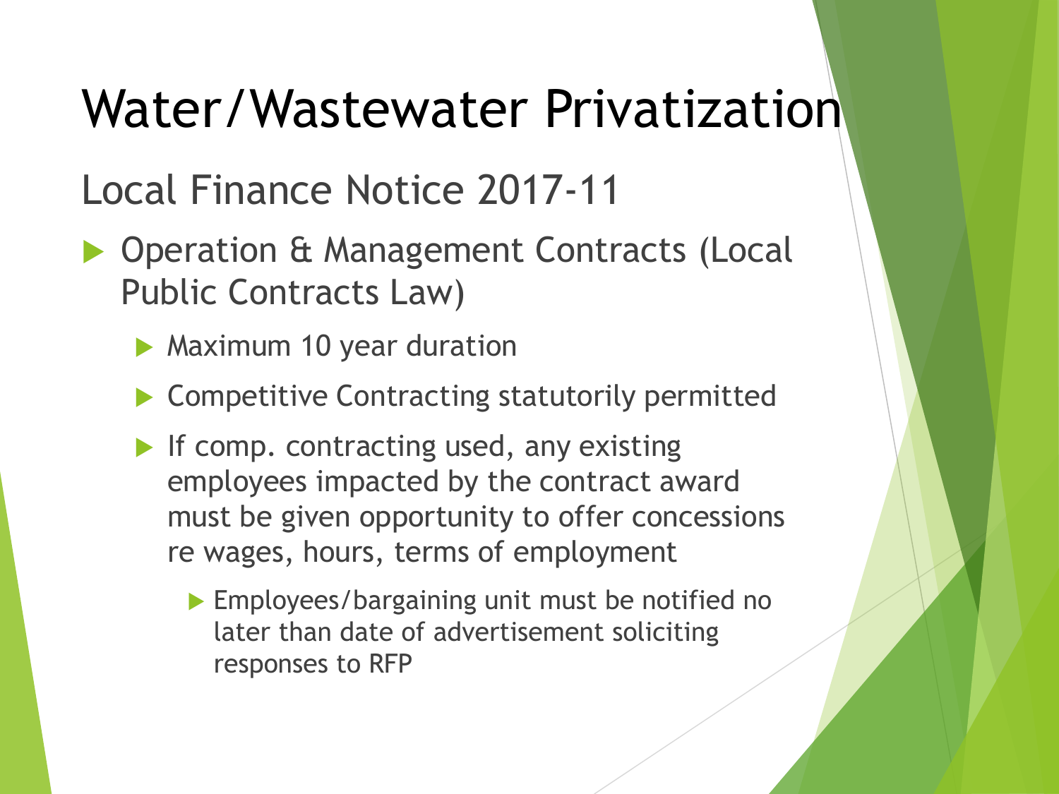# Water/Wastewater Privatization

## Local Finance Notice 2017-11

- Operation & Management Contracts (Local Public Contracts Law)
  - Maximum 10 year duration
  - Competitive Contracting statutorily permitted
  - If comp. contracting used, any existing employees impacted by the contract award must be given opportunity to offer concessions re wages, hours, terms of employment
    - Employees/bargaining unit must be notified no later than date of advertisement soliciting responses to RFP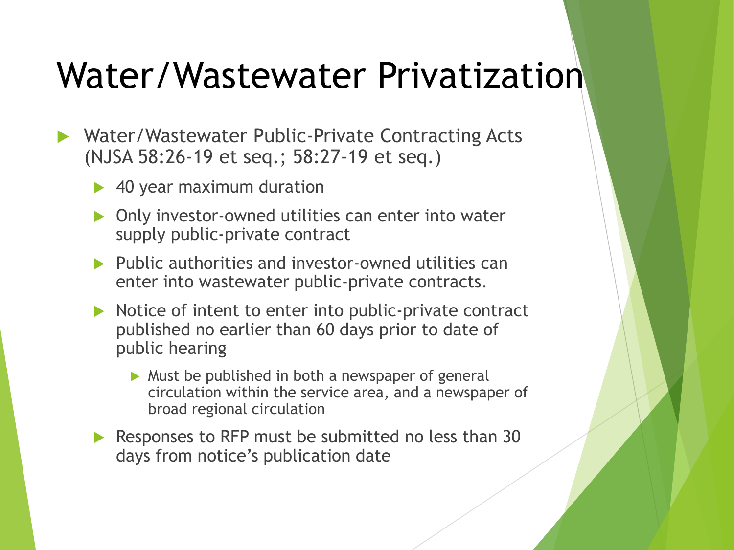# Water/Wastewater Privatization

- Water/Wastewater Public-Private Contracting Acts (NJSA 58:26-19 et seq.; 58:27-19 et seq.)
  - 40 year maximum duration
  - Only investor-owned utilities can enter into water supply public-private contract
  - Public authorities and investor-owned utilities can enter into wastewater public-private contracts.
  - Notice of intent to enter into public-private contract published no earlier than 60 days prior to date of public hearing
    - Must be published in both a newspaper of general circulation within the service area, and a newspaper of broad regional circulation
  - Responses to RFP must be submitted no less than 30 days from notice's publication date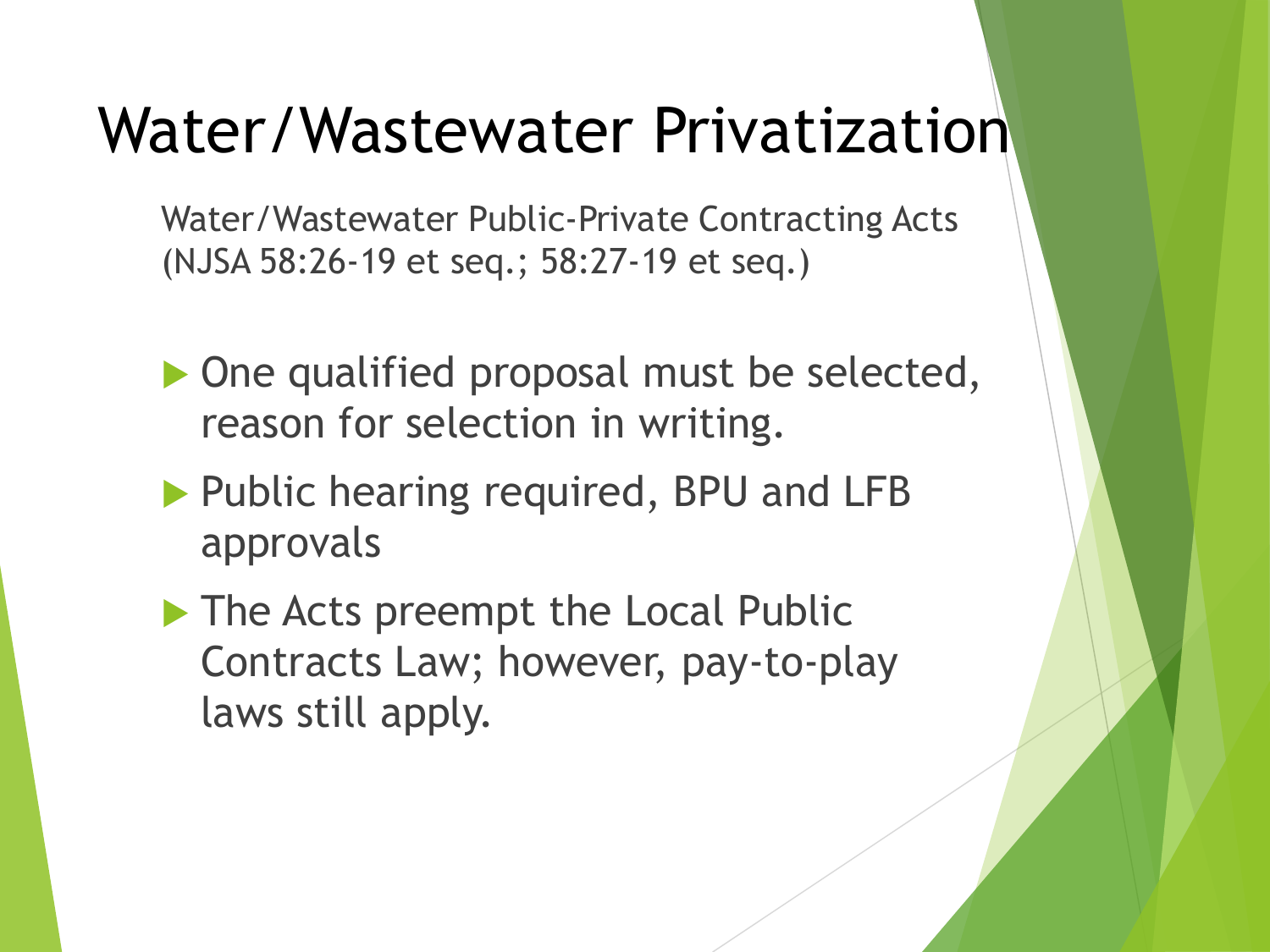# Water/Wastewater Privatization

Water/Wastewater Public-Private Contracting Acts (NJSA 58:26-19 et seq.; 58:27-19 et seq.)

- One qualified proposal must be selected, reason for selection in writing.
- Public hearing required, BPU and LFB approvals
- The Acts preempt the Local Public Contracts Law; however, pay-to-play laws still apply.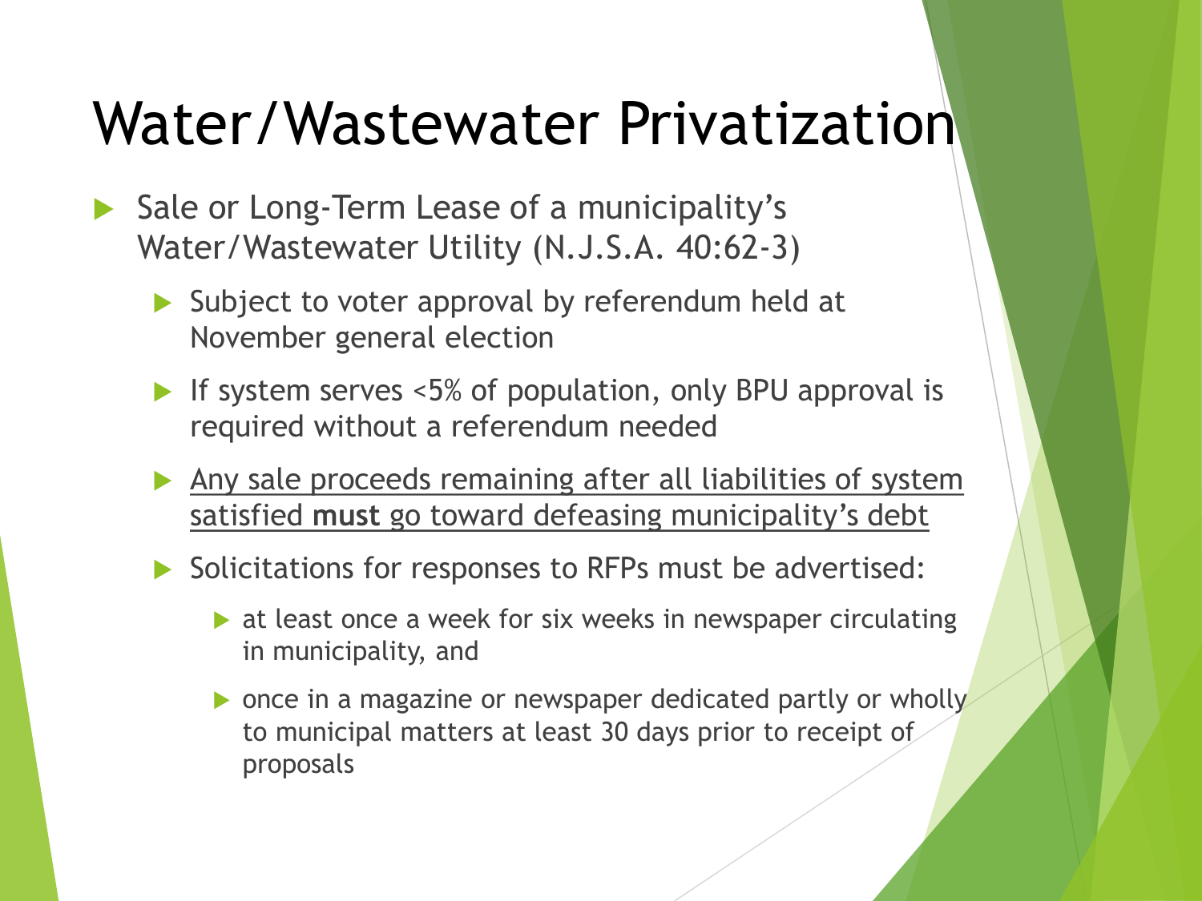# Water/Wastewater Privatization

- Sale or Long-Term Lease of a municipality's Water/Wastewater Utility (N.J.S.A. 40:62-3)
  - Subject to voter approval by referendum held at November general election
  - If system serves <5% of population, only BPU approval is required without a referendum needed
  - <u>Any sale proceeds remaining after all liabilities of system satisfied **must** go toward defeasing municipality's debt</u>
  - Solicitations for responses to RFPs must be advertised:
    - at least once a week for six weeks in newspaper circulating in municipality, and
    - once in a magazine or newspaper dedicated partly or wholly to municipal matters at least 30 days prior to receipt of proposals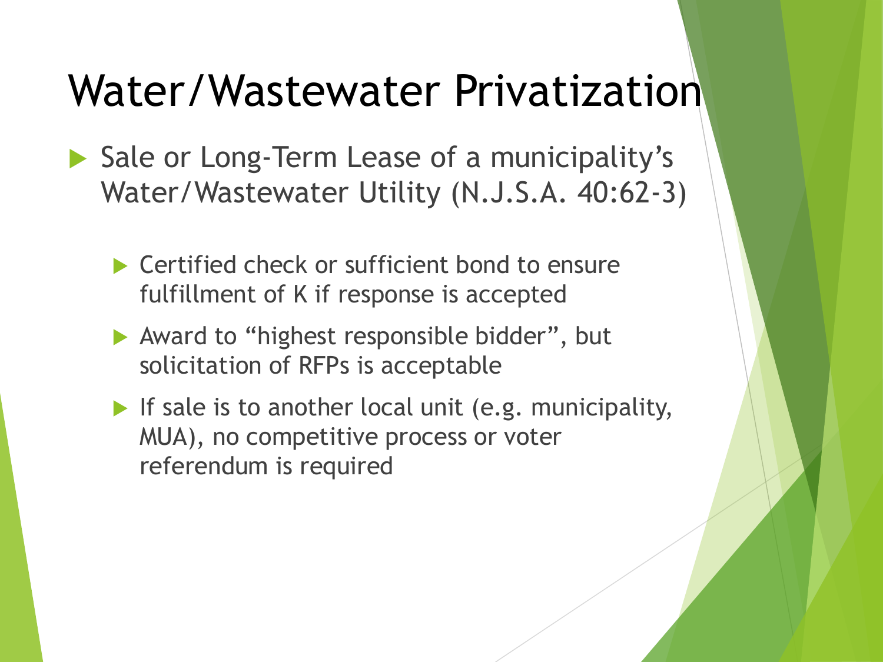# Water/Wastewater Privatization

- Sale or Long-Term Lease of a municipality's Water/Wastewater Utility (N.J.S.A. 40:62-3)
  - Certified check or sufficient bond to ensure fulfillment of K if response is accepted
  - Award to "highest responsible bidder", but solicitation of RFPs is acceptable
  - If sale is to another local unit (e.g. municipality, MUA), no competitive process or voter referendum is required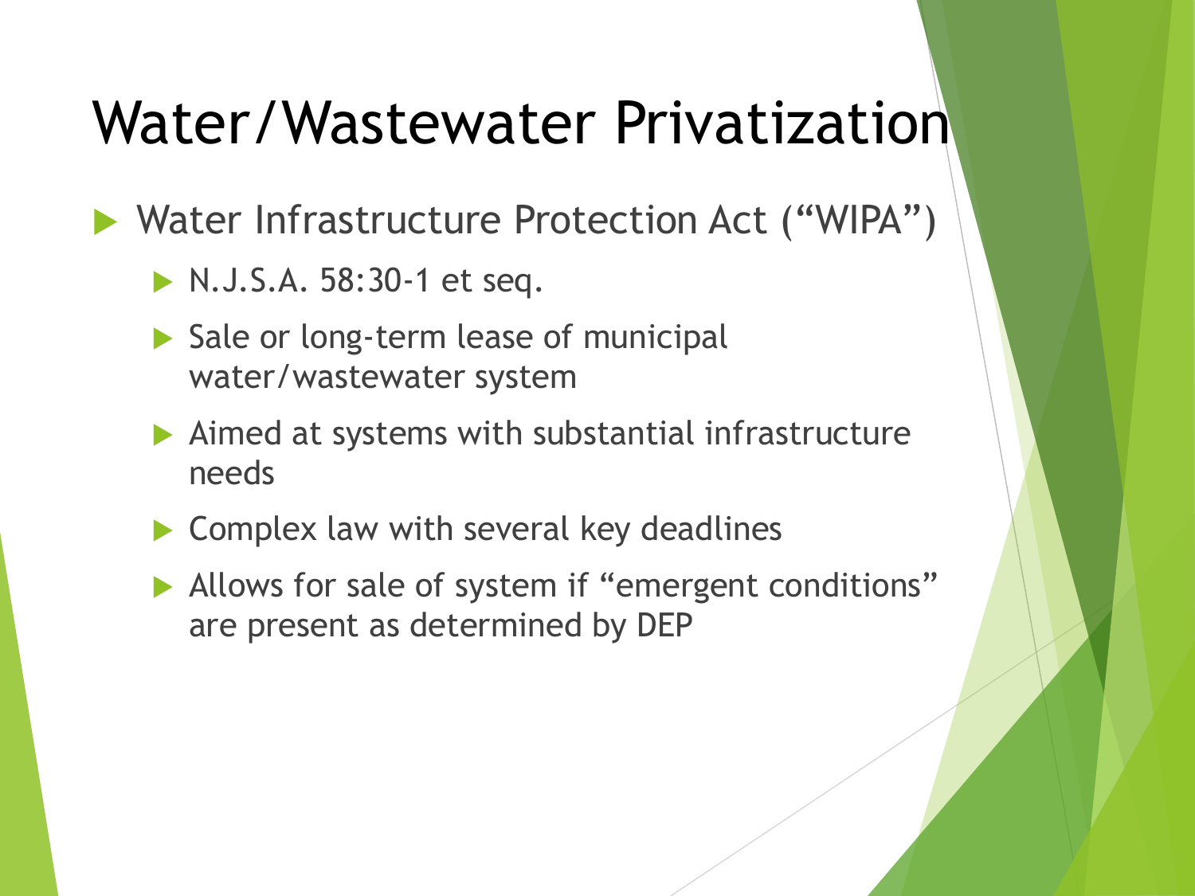# Water/Wastewater Privatization

- Water Infrastructure Protection Act ("WIPA")
  - N.J.S.A. 58:30-1 et seq.
  - Sale or long-term lease of municipal water/wastewater system
  - Aimed at systems with substantial infrastructure needs
  - Complex law with several key deadlines
  - Allows for sale of system if "emergent conditions" are present as determined by DEP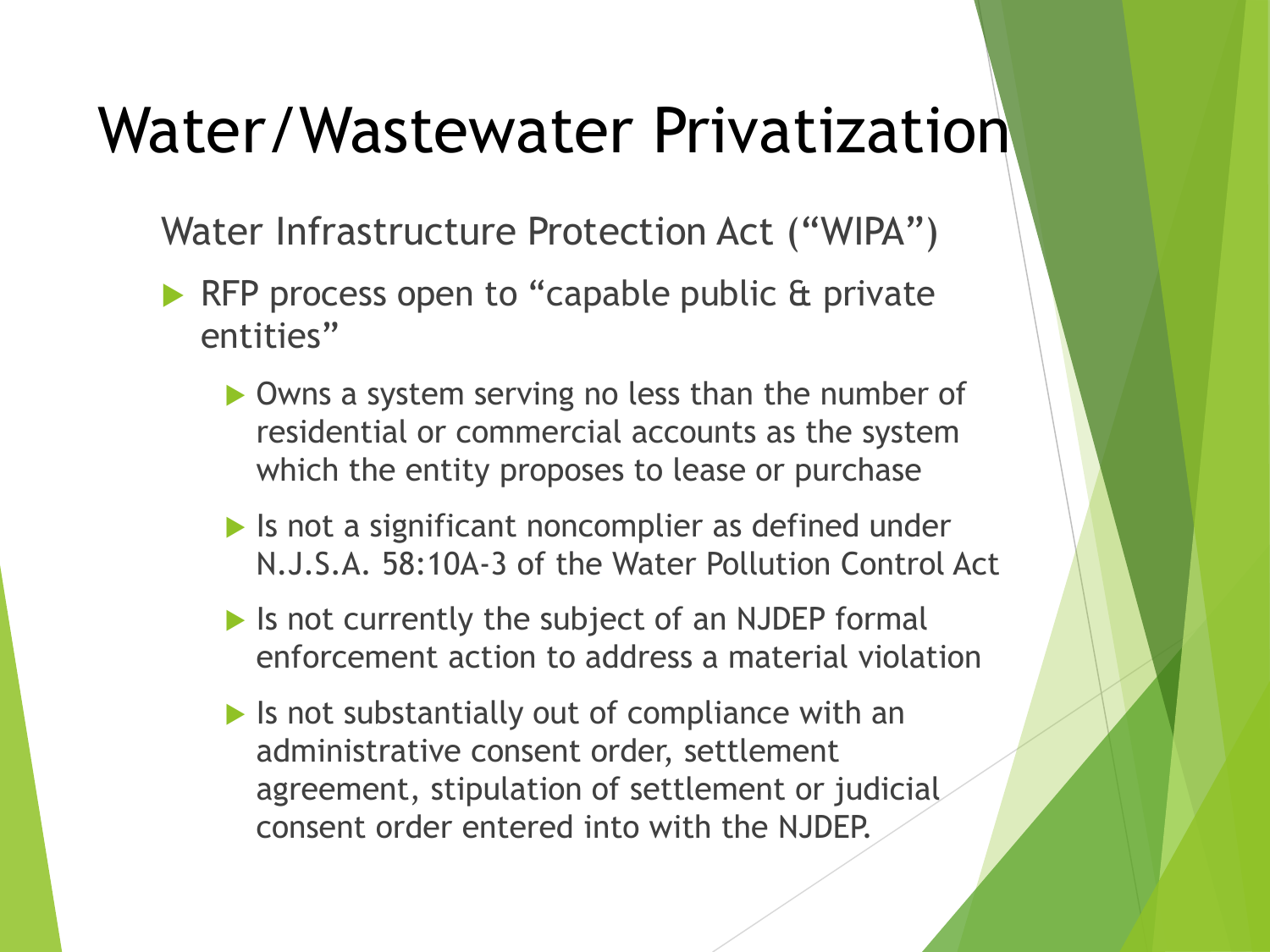# Water/Wastewater Privatization

Water Infrastructure Protection Act ("WIPA")

- RFP process open to "capable public & private entities"
  - Owns a system serving no less than the number of residential or commercial accounts as the system which the entity proposes to lease or purchase
  - Is not a significant noncomplier as defined under N.J.S.A. 58:10A-3 of the Water Pollution Control Act
  - Is not currently the subject of an NJDEP formal enforcement action to address a material violation
  - Is not substantially out of compliance with an administrative consent order, settlement agreement, stipulation of settlement or judicial consent order entered into with the NJDEP.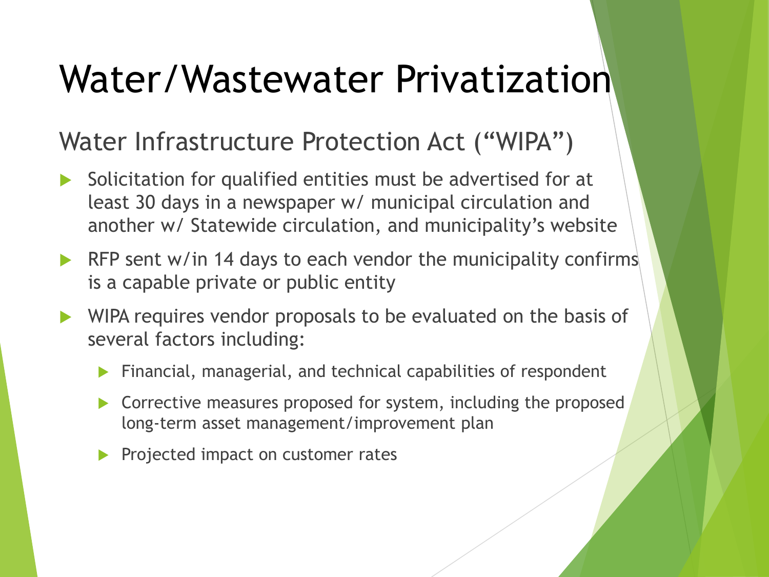# Water/Wastewater Privatization

## Water Infrastructure Protection Act (“WIPA”)

- Solicitation for qualified entities must be advertised for at least 30 days in a newspaper w/ municipal circulation and another w/ Statewide circulation, and municipality’s website
- RFP sent w/in 14 days to each vendor the municipality confirms is a capable private or public entity
- WIPA requires vendor proposals to be evaluated on the basis of several factors including:
  - Financial, managerial, and technical capabilities of respondent
  - Corrective measures proposed for system, including the proposed long-term asset management/improvement plan
  - Projected impact on customer rates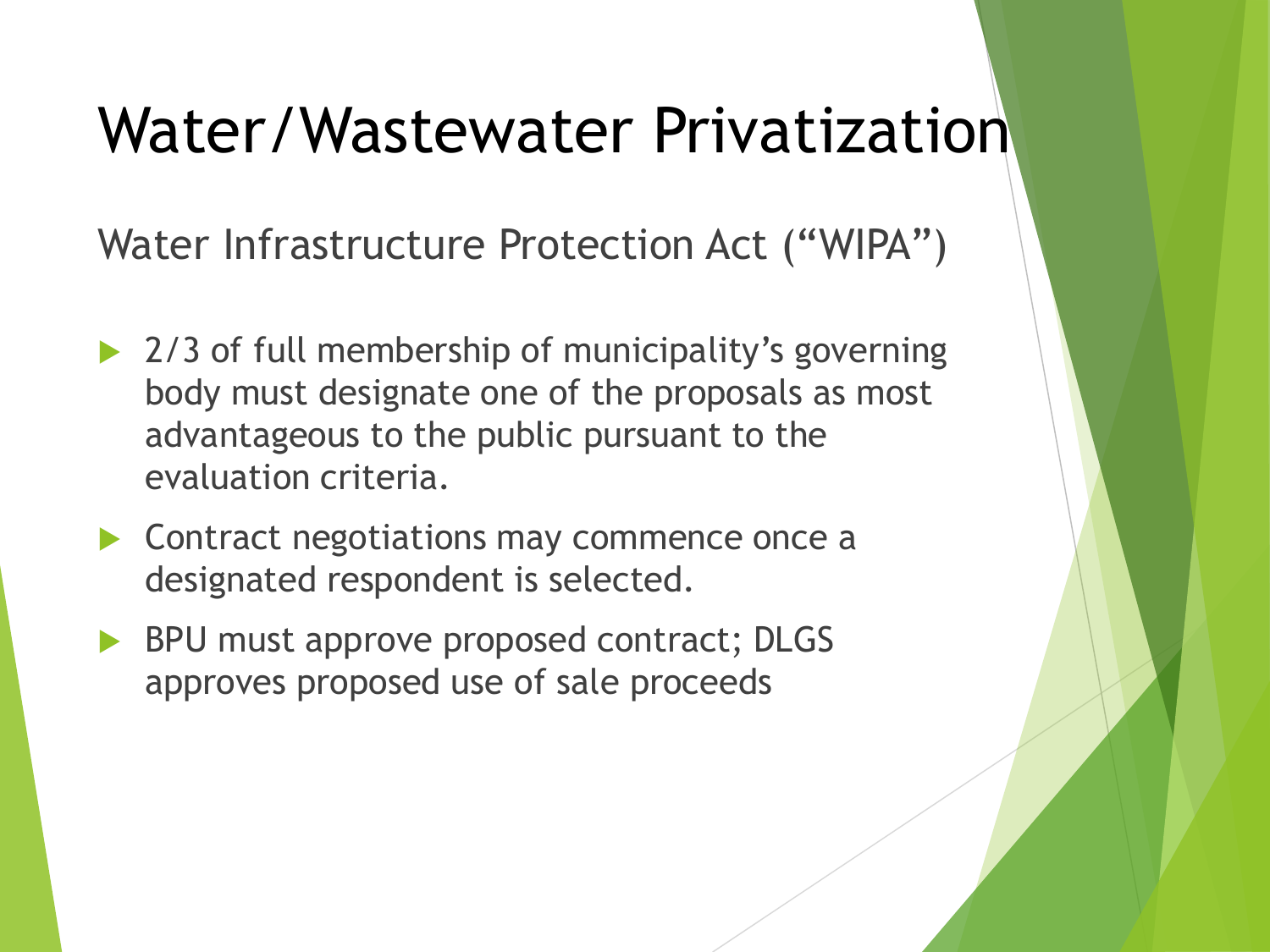# Water/Wastewater Privatization

## Water Infrastructure Protection Act (“WIPA”)

- 2/3 of full membership of municipality’s governing body must designate one of the proposals as most advantageous to the public pursuant to the evaluation criteria.
- Contract negotiations may commence once a designated respondent is selected.
- BPU must approve proposed contract; DLGS approves proposed use of sale proceeds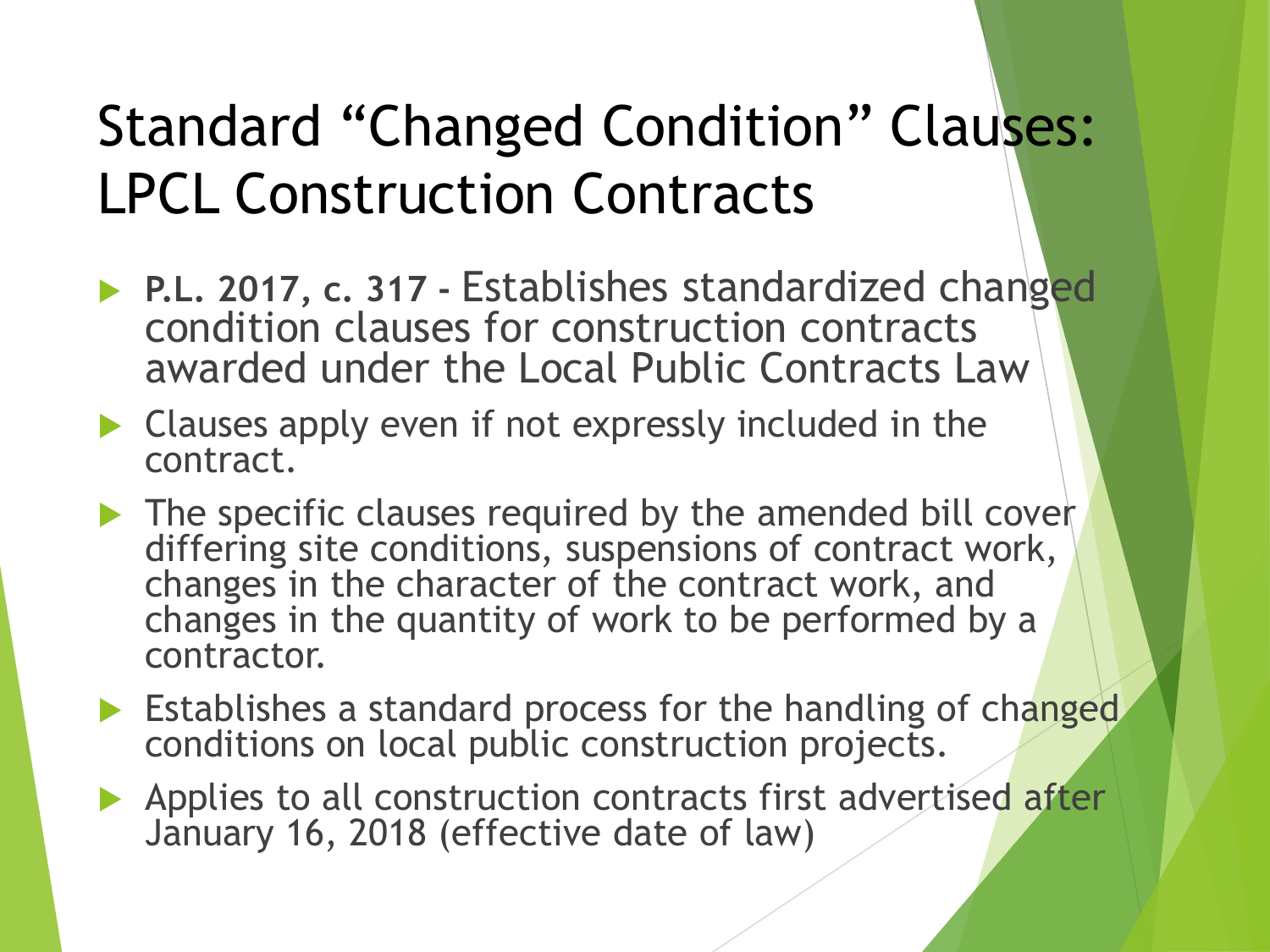# Standard "Changed Condition" Clauses: LPCL Construction Contracts

- **P.L. 2017, c. 317 -** Establishes standardized changed condition clauses for construction contracts awarded under the Local Public Contracts Law
- Clauses apply even if not expressly included in the contract.
- The specific clauses required by the amended bill cover differing site conditions, suspensions of contract work, changes in the character of the contract work, and changes in the quantity of work to be performed by a contractor.
- Establishes a standard process for the handling of changed conditions on local public construction projects.
- Applies to all construction contracts first advertised after January 16, 2018 (effective date of law)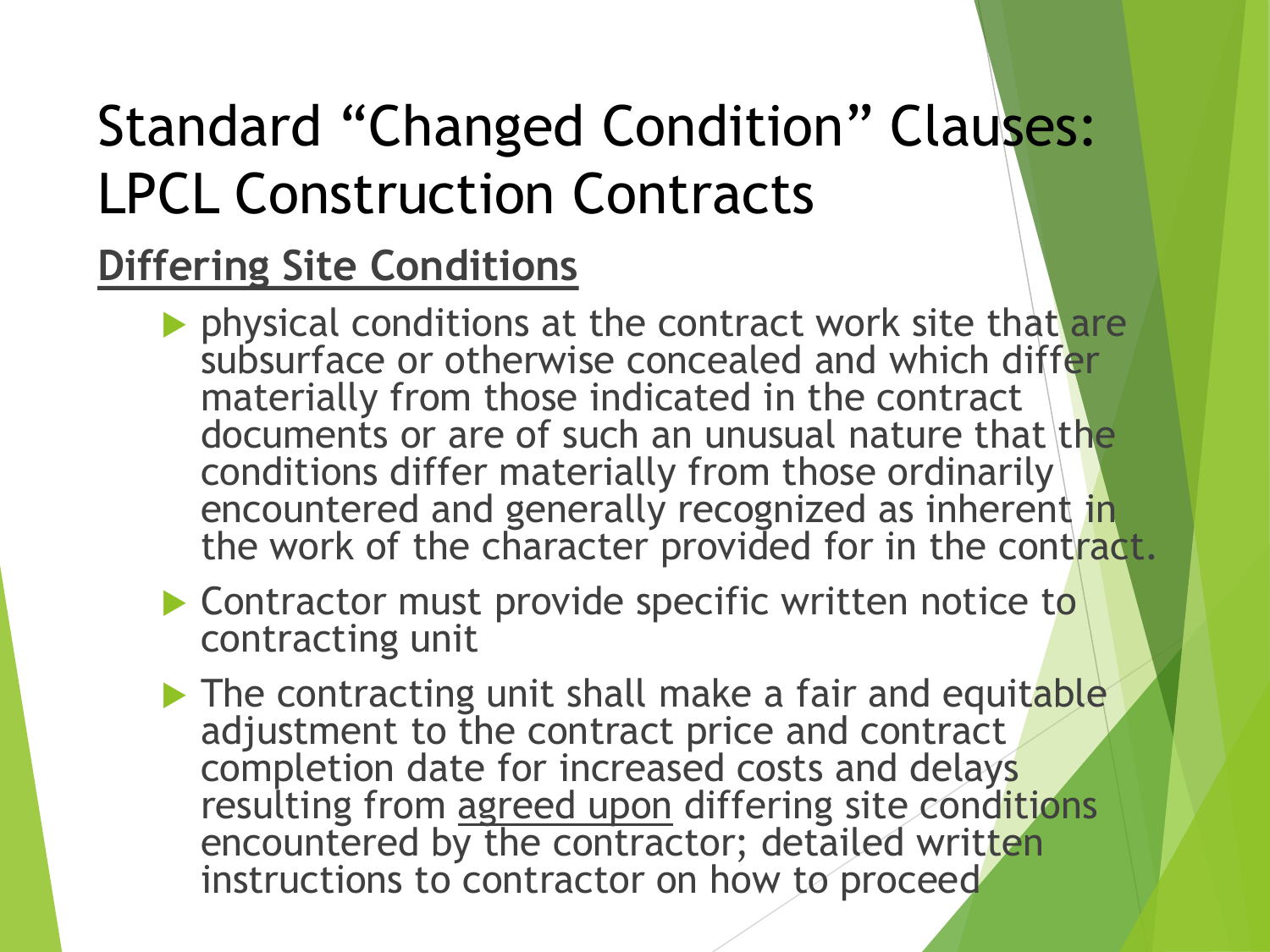# Standard "Changed Condition" Clauses: LPCL Construction Contracts

**Differing Site Conditions**

- physical conditions at the contract work site that are subsurface or otherwise concealed and which differ materially from those indicated in the contract documents or are of such an unusual nature that the conditions differ materially from those ordinarily encountered and generally recognized as inherent in the work of the character provided for in the contract.
- Contractor must provide specific written notice to contracting unit
- The contracting unit shall make a fair and equitable adjustment to the contract price and contract completion date for increased costs and delays resulting from agreed upon differing site conditions encountered by the contractor; detailed written instructions to contractor on how to proceed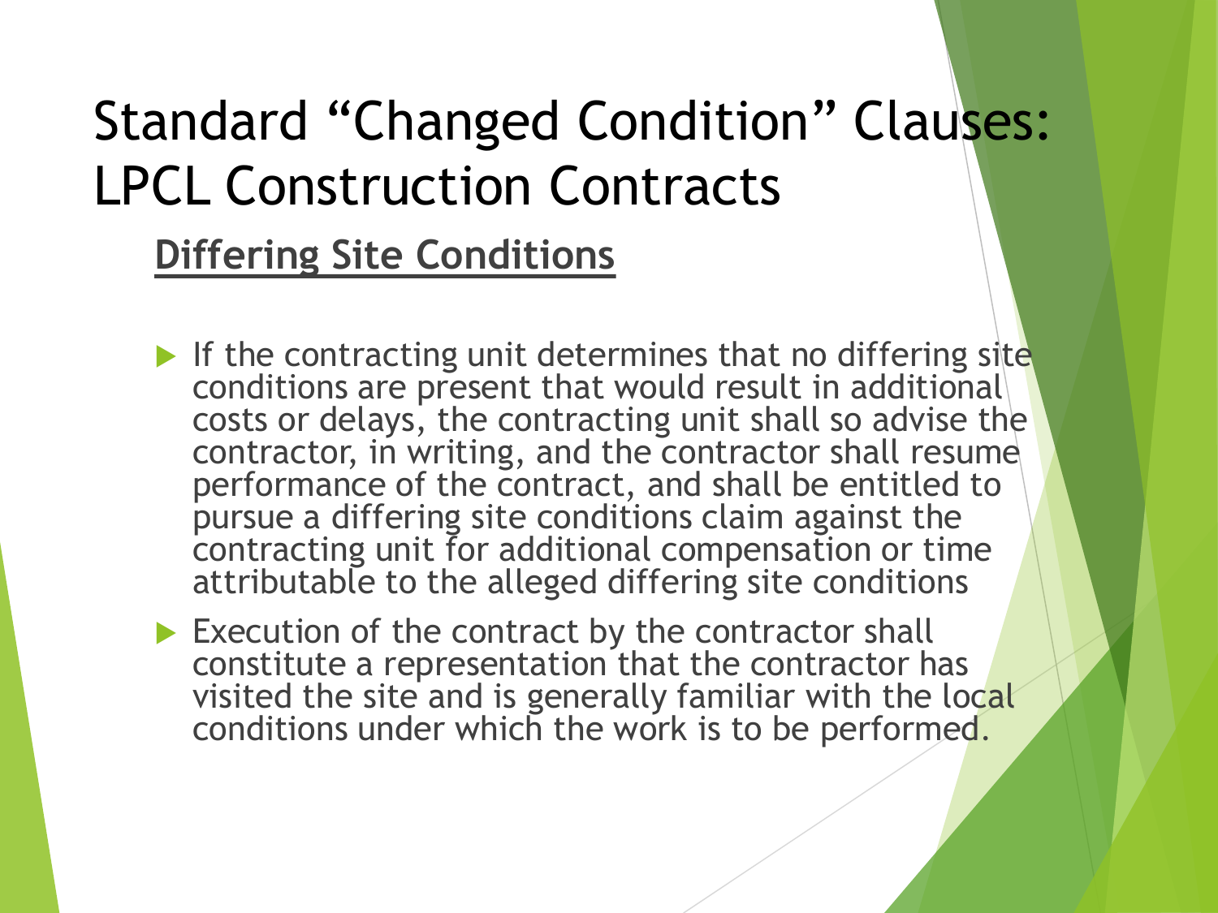# Standard "Changed Condition" Clauses: LPCL Construction Contracts

## **Differing Site Conditions**

- If the contracting unit determines that no differing site conditions are present that would result in additional costs or delays, the contracting unit shall so advise the contractor, in writing, and the contractor shall resume performance of the contract, and shall be entitled to pursue a differing site conditions claim against the contracting unit for additional compensation or time attributable to the alleged differing site conditions
- Execution of the contract by the contractor shall constitute a representation that the contractor has visited the site and is generally familiar with the local conditions under which the work is to be performed.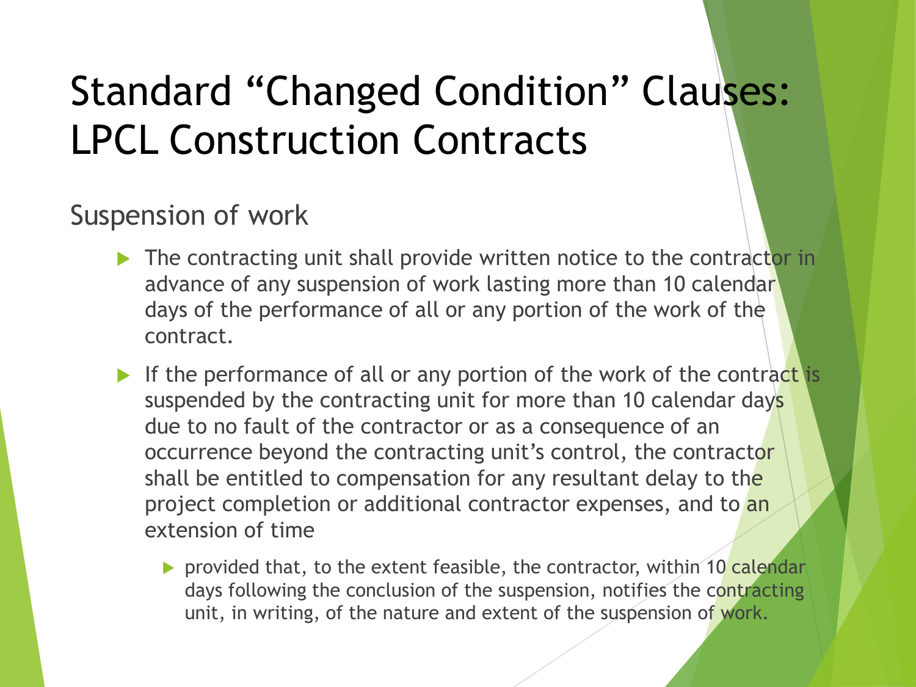# Standard "Changed Condition" Clauses: LPCL Construction Contracts

## Suspension of work

- The contracting unit shall provide written notice to the contractor in advance of any suspension of work lasting more than 10 calendar days of the performance of all or any portion of the work of the contract.
- If the performance of all or any portion of the work of the contract is suspended by the contracting unit for more than 10 calendar days due to no fault of the contractor or as a consequence of an occurrence beyond the contracting unit's control, the contractor shall be entitled to compensation for any resultant delay to the project completion or additional contractor expenses, and to an extension of time
  - provided that, to the extent feasible, the contractor, within 10 calendar days following the conclusion of the suspension, notifies the contracting unit, in writing, of the nature and extent of the suspension of work.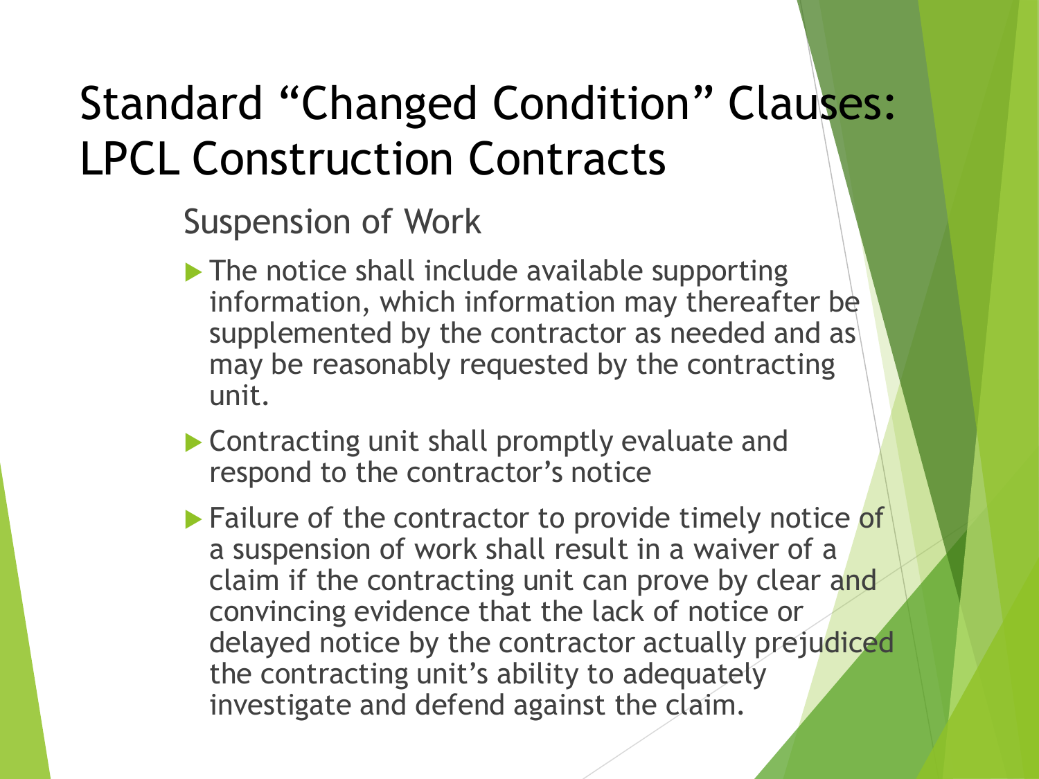# Standard "Changed Condition" Clauses: LPCL Construction Contracts

## Suspension of Work

- The notice shall include available supporting information, which information may thereafter be supplemented by the contractor as needed and as may be reasonably requested by the contracting unit.
- Contracting unit shall promptly evaluate and respond to the contractor's notice
- Failure of the contractor to provide timely notice of a suspension of work shall result in a waiver of a claim if the contracting unit can prove by clear and convincing evidence that the lack of notice or delayed notice by the contractor actually prejudiced the contracting unit's ability to adequately investigate and defend against the claim.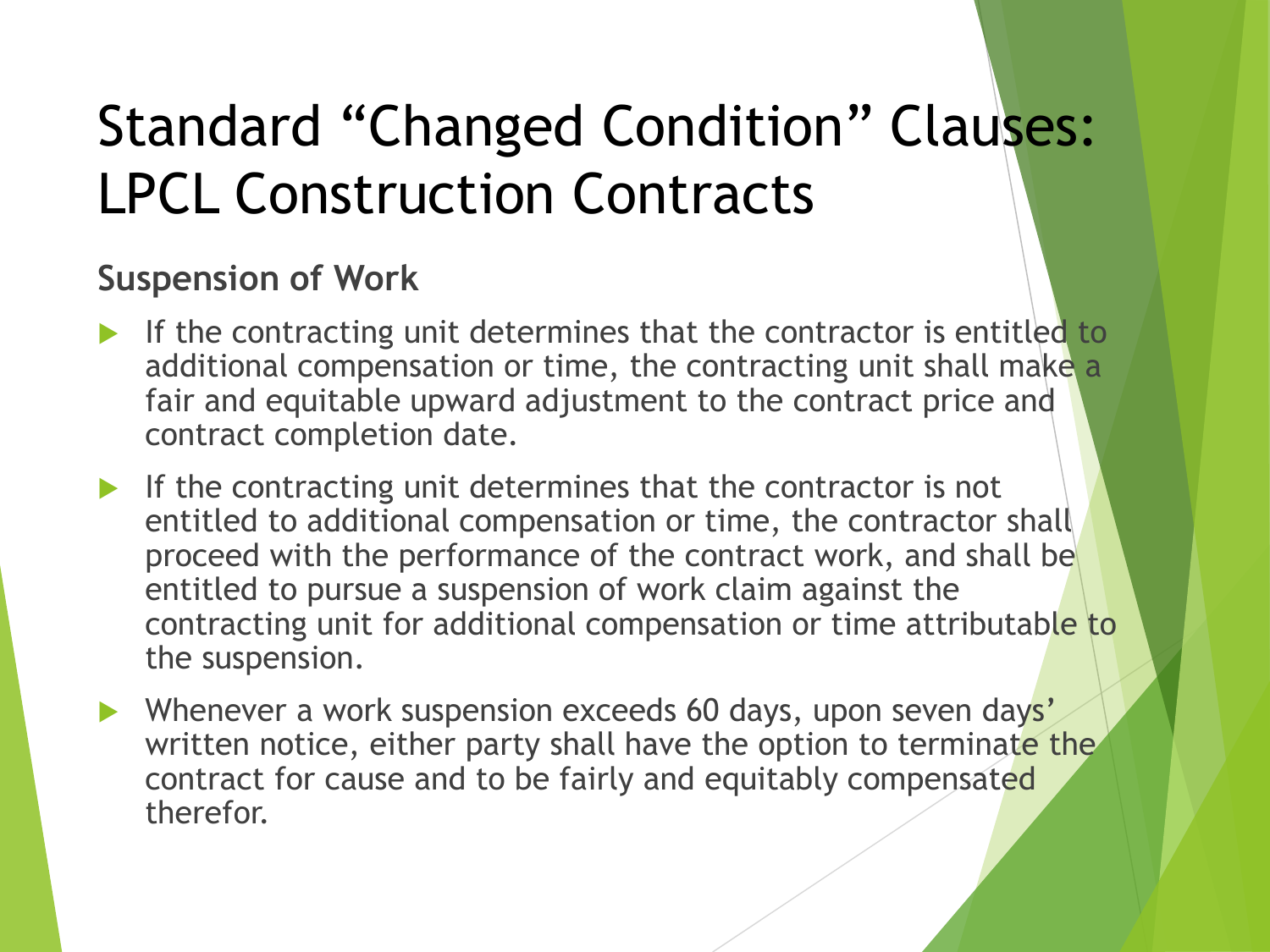# Standard "Changed Condition" Clauses: LPCL Construction Contracts

## Suspension of Work

- If the contracting unit determines that the contractor is entitled to additional compensation or time, the contracting unit shall make a fair and equitable upward adjustment to the contract price and contract completion date.
- If the contracting unit determines that the contractor is not entitled to additional compensation or time, the contractor shall proceed with the performance of the contract work, and shall be entitled to pursue a suspension of work claim against the contracting unit for additional compensation or time attributable to the suspension.
- Whenever a work suspension exceeds 60 days, upon seven days' written notice, either party shall have the option to terminate the contract for cause and to be fairly and equitably compensated therefor.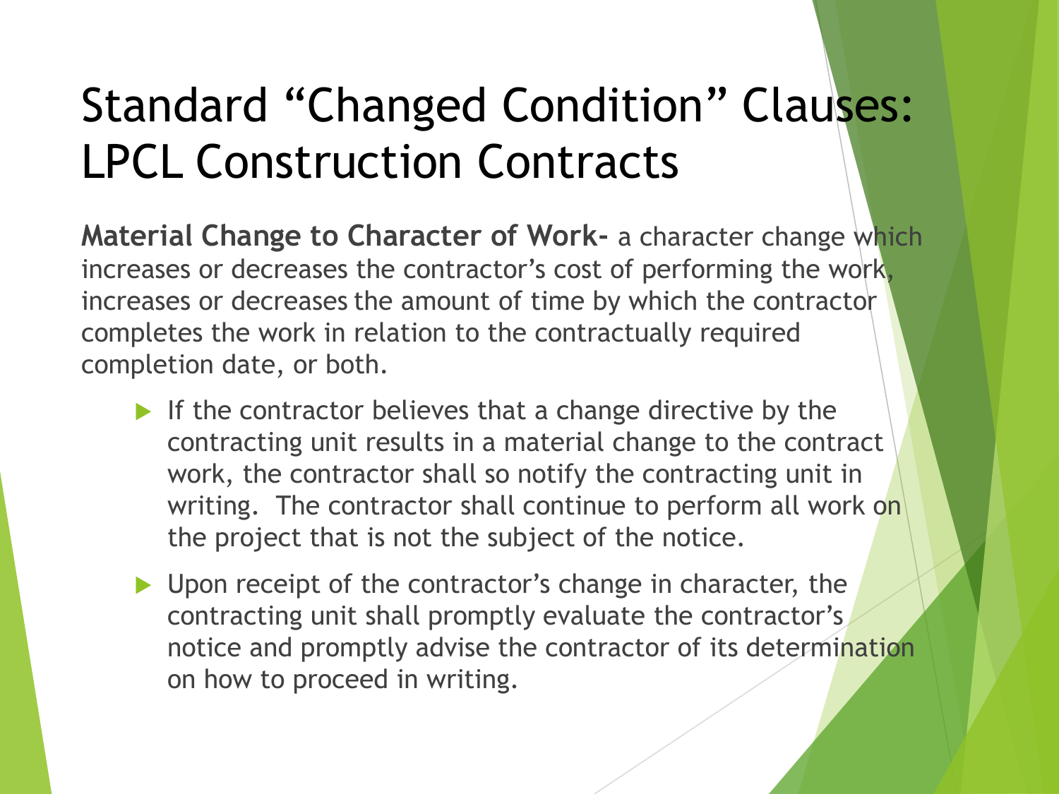# Standard "Changed Condition" Clauses: LPCL Construction Contracts

**Material Change to Character of Work-** a character change which increases or decreases the contractor's cost of performing the work, increases or decreases the amount of time by which the contractor completes the work in relation to the contractually required completion date, or both.

- If the contractor believes that a change directive by the contracting unit results in a material change to the contract work, the contractor shall so notify the contracting unit in writing. The contractor shall continue to perform all work on the project that is not the subject of the notice.
- Upon receipt of the contractor's change in character, the contracting unit shall promptly evaluate the contractor's notice and promptly advise the contractor of its determination on how to proceed in writing.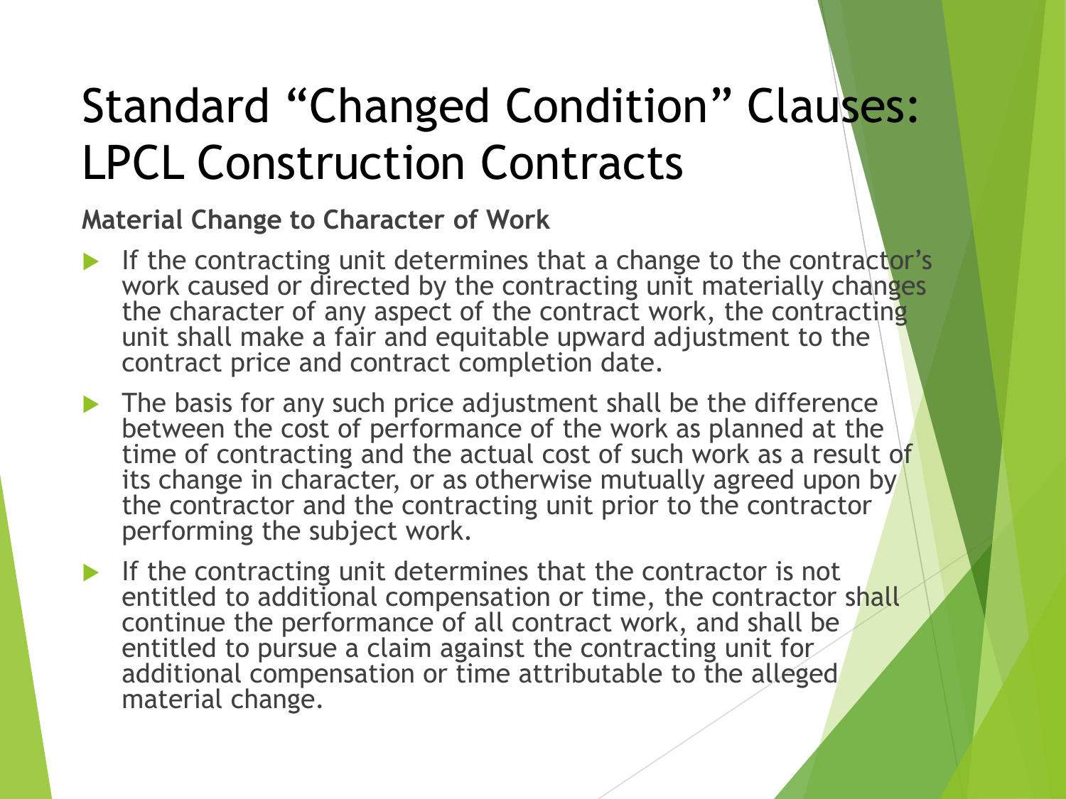# Standard "Changed Condition" Clauses: LPCL Construction Contracts

**Material Change to Character of Work**

- If the contracting unit determines that a change to the contractor's work caused or directed by the contracting unit materially changes the character of any aspect of the contract work, the contracting unit shall make a fair and equitable upward adjustment to the contract price and contract completion date.
- The basis for any such price adjustment shall be the difference between the cost of performance of the work as planned at the time of contracting and the actual cost of such work as a result of its change in character, or as otherwise mutually agreed upon by the contractor and the contracting unit prior to the contractor performing the subject work.
- If the contracting unit determines that the contractor is not entitled to additional compensation or time, the contractor shall continue the performance of all contract work, and shall be entitled to pursue a claim against the contracting unit for additional compensation or time attributable to the alleged material change.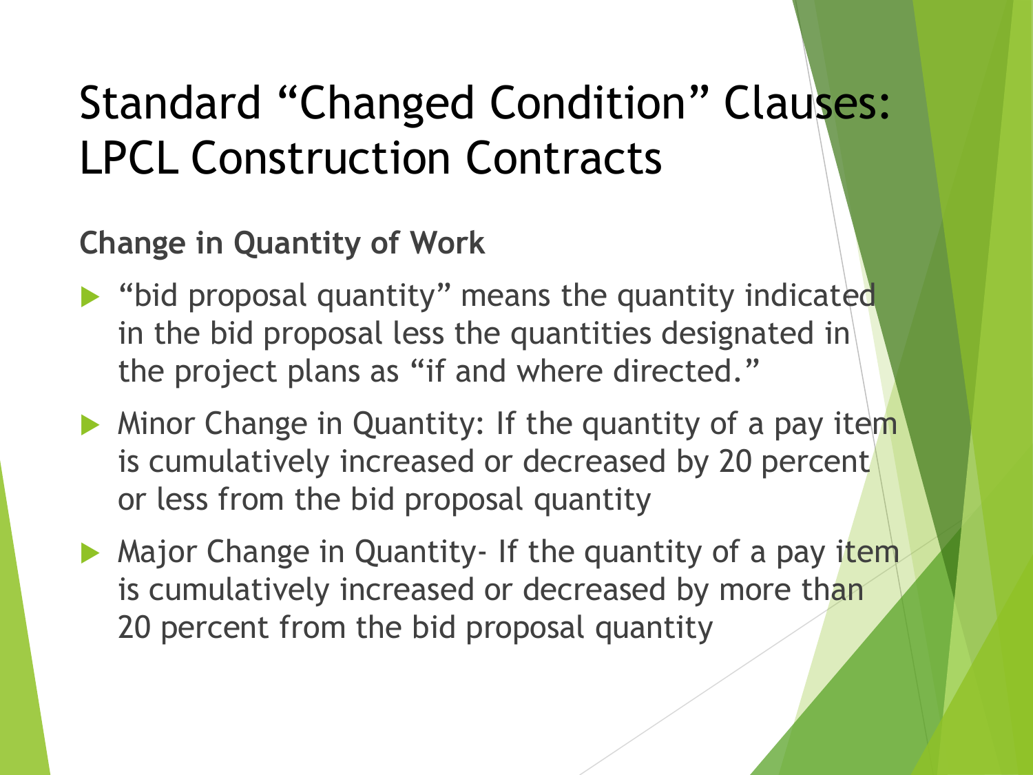# Standard "Changed Condition" Clauses: LPCL Construction Contracts

**Change in Quantity of Work**

- "bid proposal quantity" means the quantity indicated in the bid proposal less the quantities designated in the project plans as "if and where directed."
- Minor Change in Quantity: If the quantity of a pay item is cumulatively increased or decreased by 20 percent or less from the bid proposal quantity
- Major Change in Quantity- If the quantity of a pay item is cumulatively increased or decreased by more than 20 percent from the bid proposal quantity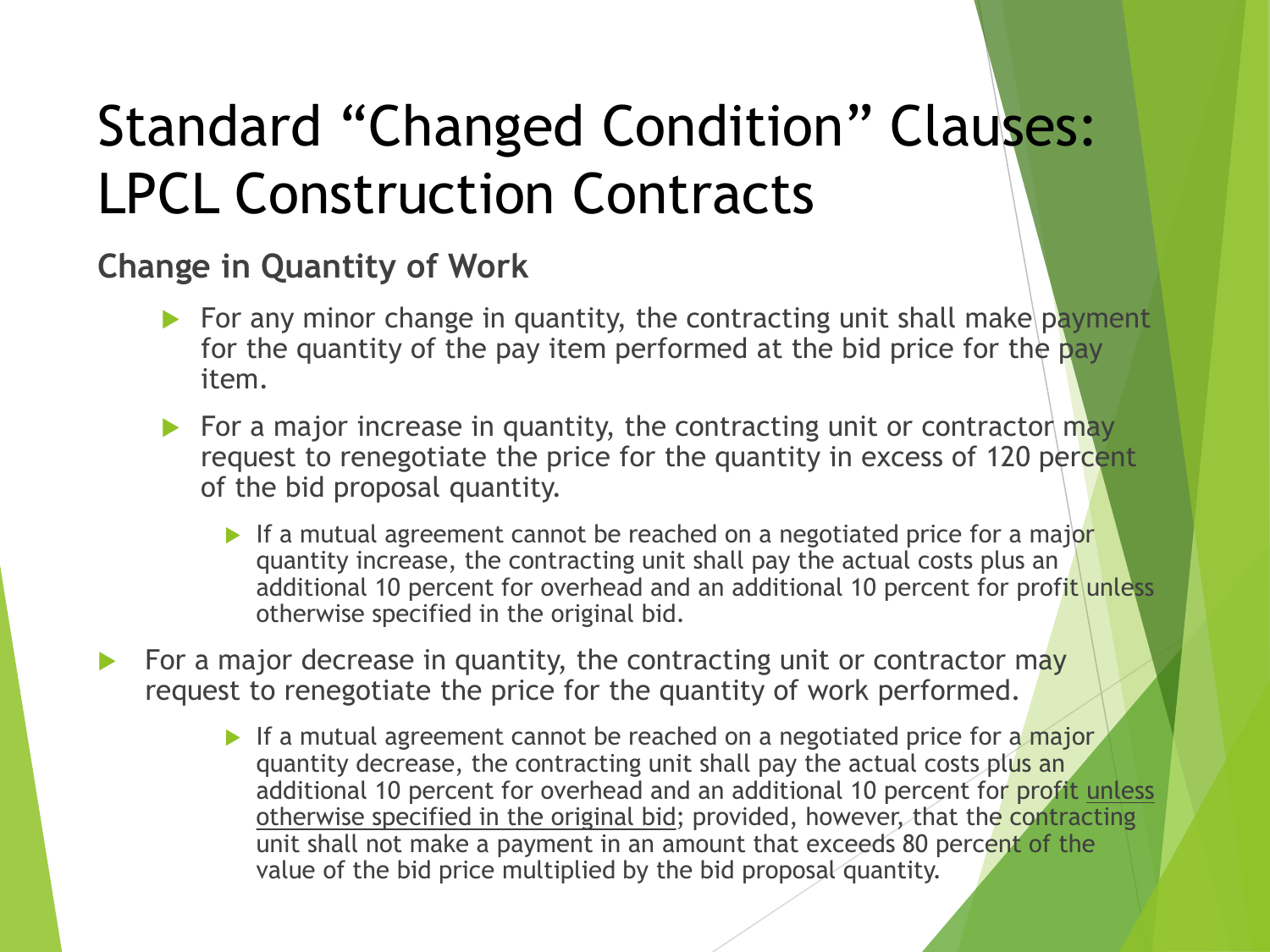# Standard "Changed Condition" Clauses: LPCL Construction Contracts

**Change in Quantity of Work**

- For any minor change in quantity, the contracting unit shall make payment for the quantity of the pay item performed at the bid price for the pay item.
- For a major increase in quantity, the contracting unit or contractor may request to renegotiate the price for the quantity in excess of 120 percent of the bid proposal quantity.
  - If a mutual agreement cannot be reached on a negotiated price for a major quantity increase, the contracting unit shall pay the actual costs plus an additional 10 percent for overhead and an additional 10 percent for profit unless otherwise specified in the original bid.
- For a major decrease in quantity, the contracting unit or contractor may request to renegotiate the price for the quantity of work performed.
  - If a mutual agreement cannot be reached on a negotiated price for a major quantity decrease, the contracting unit shall pay the actual costs plus an additional 10 percent for overhead and an additional 10 percent for profit <u>unless otherwise specified in the original bid</u>; provided, however, that the contracting unit shall not make a payment in an amount that exceeds 80 percent of the value of the bid price multiplied by the bid proposal quantity.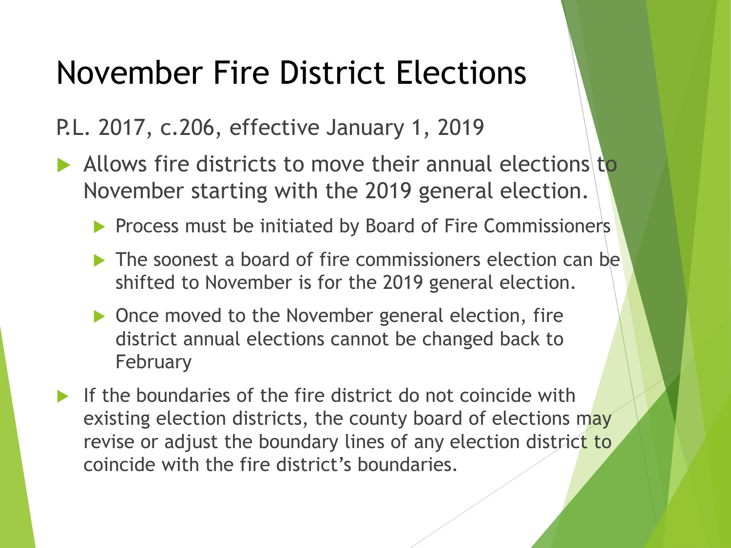# November Fire District Elections

P.L. 2017, c.206, effective January 1, 2019

- Allows fire districts to move their annual elections to November starting with the 2019 general election.
  - Process must be initiated by Board of Fire Commissioners
  - The soonest a board of fire commissioners election can be shifted to November is for the 2019 general election.
  - Once moved to the November general election, fire district annual elections cannot be changed back to February
- If the boundaries of the fire district do not coincide with existing election districts, the county board of elections may revise or adjust the boundary lines of any election district to coincide with the fire district's boundaries.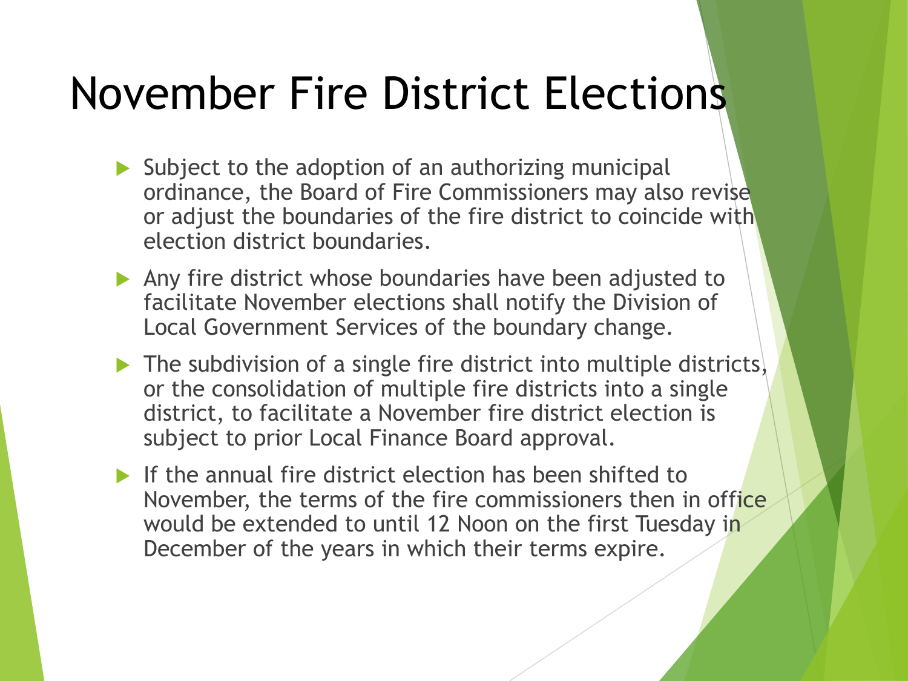# November Fire District Elections

- Subject to the adoption of an authorizing municipal ordinance, the Board of Fire Commissioners may also revise or adjust the boundaries of the fire district to coincide with election district boundaries.
- Any fire district whose boundaries have been adjusted to facilitate November elections shall notify the Division of Local Government Services of the boundary change.
- The subdivision of a single fire district into multiple districts, or the consolidation of multiple fire districts into a single district, to facilitate a November fire district election is subject to prior Local Finance Board approval.
- If the annual fire district election has been shifted to November, the terms of the fire commissioners then in office would be extended to until 12 Noon on the first Tuesday in December of the years in which their terms expire.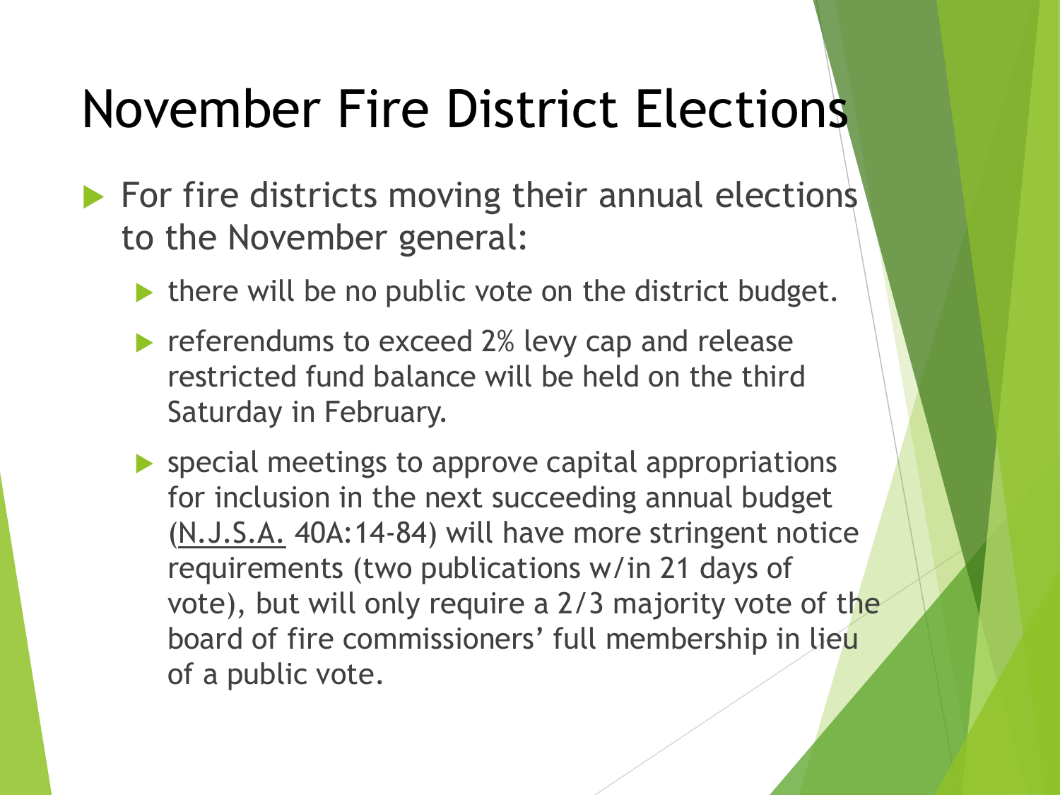# November Fire District Elections

- For fire districts moving their annual elections to the November general:
  - there will be no public vote on the district budget.
  - referendums to exceed 2% levy cap and release restricted fund balance will be held on the third Saturday in February.
  - special meetings to approve capital appropriations for inclusion in the next succeeding annual budget (N.J.S.A. 40A:14-84) will have more stringent notice requirements (two publications w/in 21 days of vote), but will only require a 2/3 majority vote of the board of fire commissioners' full membership in lieu of a public vote.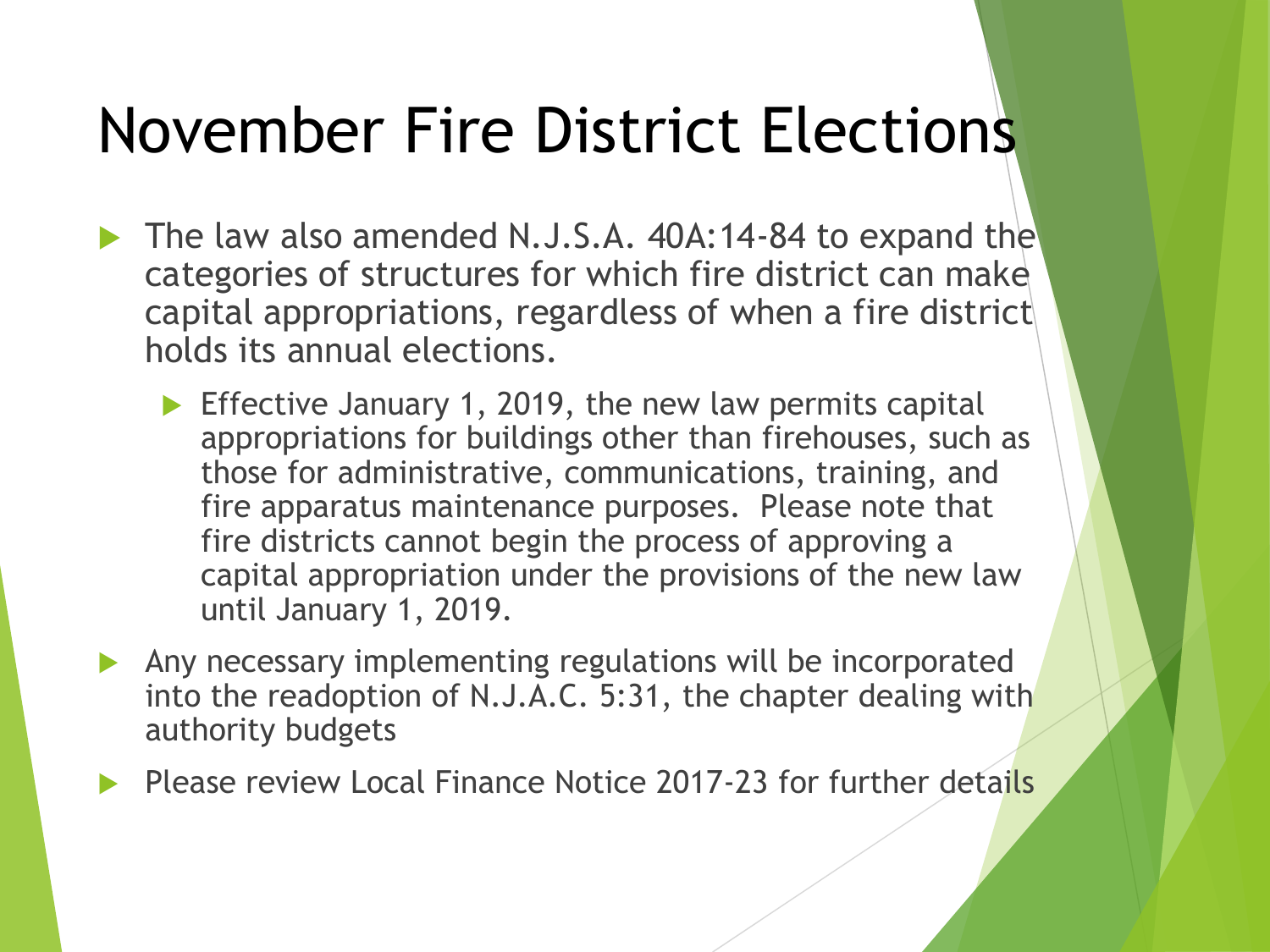# November Fire District Elections

- The law also amended N.J.S.A. 40A:14-84 to expand the categories of structures for which fire district can make capital appropriations, regardless of when a fire district holds its annual elections.
  - Effective January 1, 2019, the new law permits capital appropriations for buildings other than firehouses, such as those for administrative, communications, training, and fire apparatus maintenance purposes. Please note that fire districts cannot begin the process of approving a capital appropriation under the provisions of the new law until January 1, 2019.
- Any necessary implementing regulations will be incorporated into the readoption of N.J.A.C. 5:31, the chapter dealing with authority budgets
- Please review Local Finance Notice 2017-23 for further details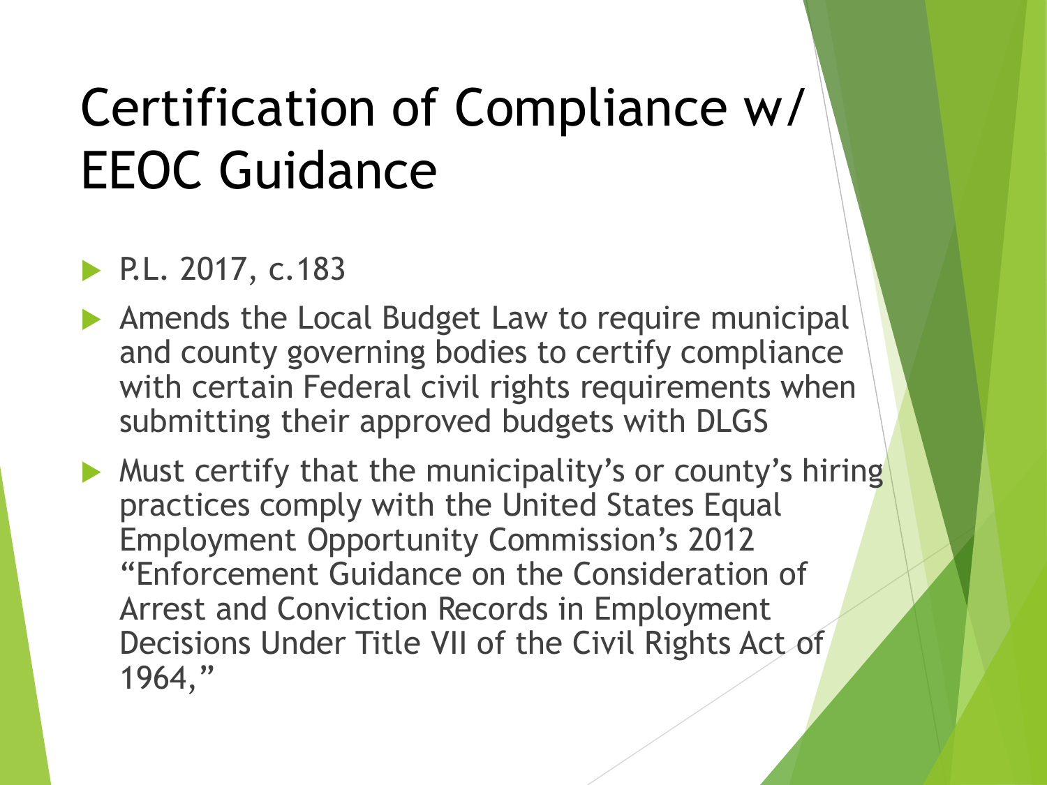# Certification of Compliance w/ EEOC Guidance

- P.L. 2017, c.183
- Amends the Local Budget Law to require municipal and county governing bodies to certify compliance with certain Federal civil rights requirements when submitting their approved budgets with DLGS
- Must certify that the municipality's or county's hiring practices comply with the United States Equal Employment Opportunity Commission's 2012 "Enforcement Guidance on the Consideration of Arrest and Conviction Records in Employment Decisions Under Title VII of the Civil Rights Act of 1964,"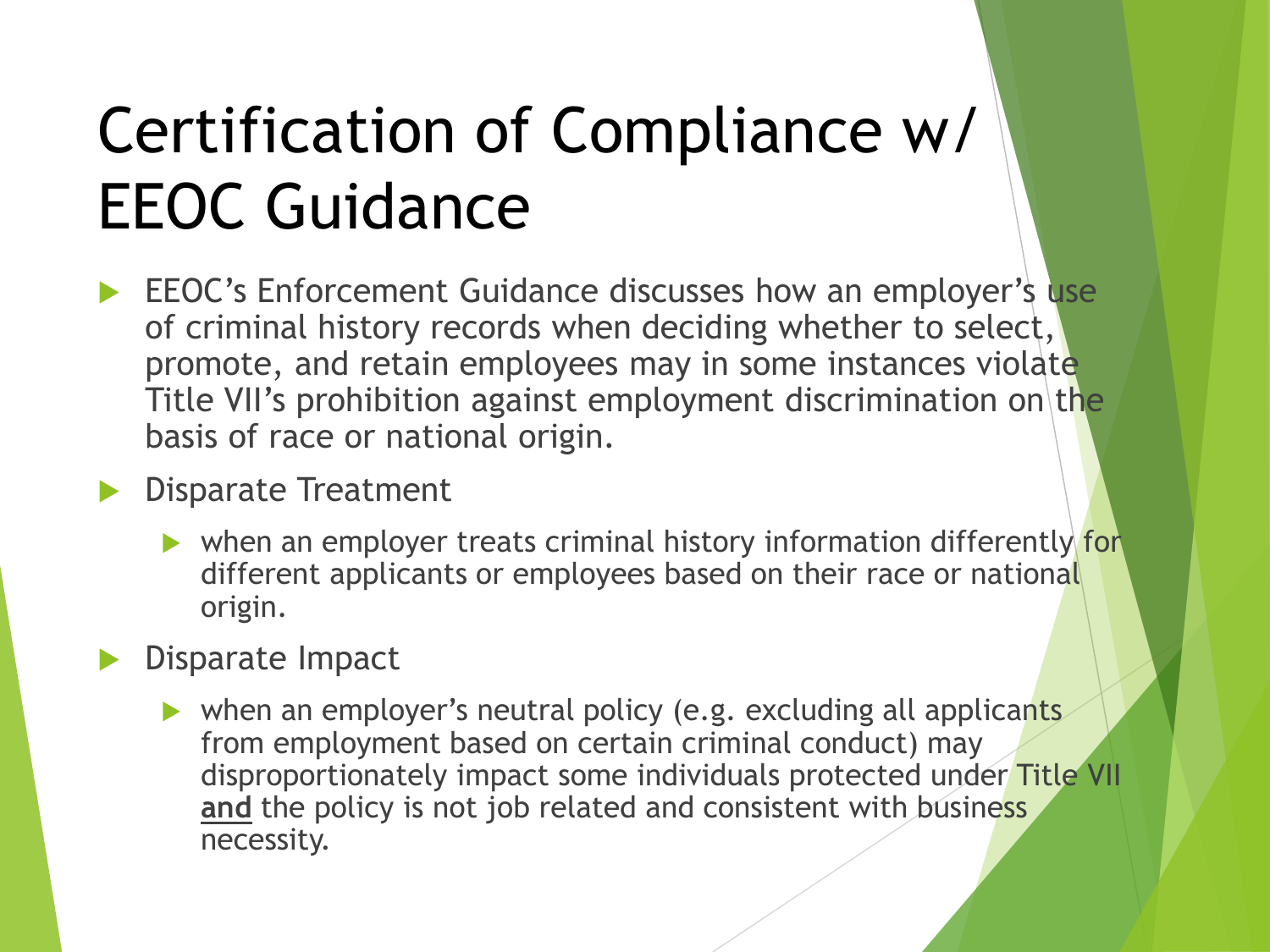# Certification of Compliance w/ EEOC Guidance

- EEOC's Enforcement Guidance discusses how an employer's use of criminal history records when deciding whether to select, promote, and retain employees may in some instances violate Title VII's prohibition against employment discrimination on the basis of race or national origin.
- Disparate Treatment
  - when an employer treats criminal history information differently for different applicants or employees based on their race or national origin.
- Disparate Impact
  - when an employer's neutral policy (e.g. excluding all applicants from employment based on certain criminal conduct) may disproportionately impact some individuals protected under Title VII **and** the policy is not job related and consistent with business necessity.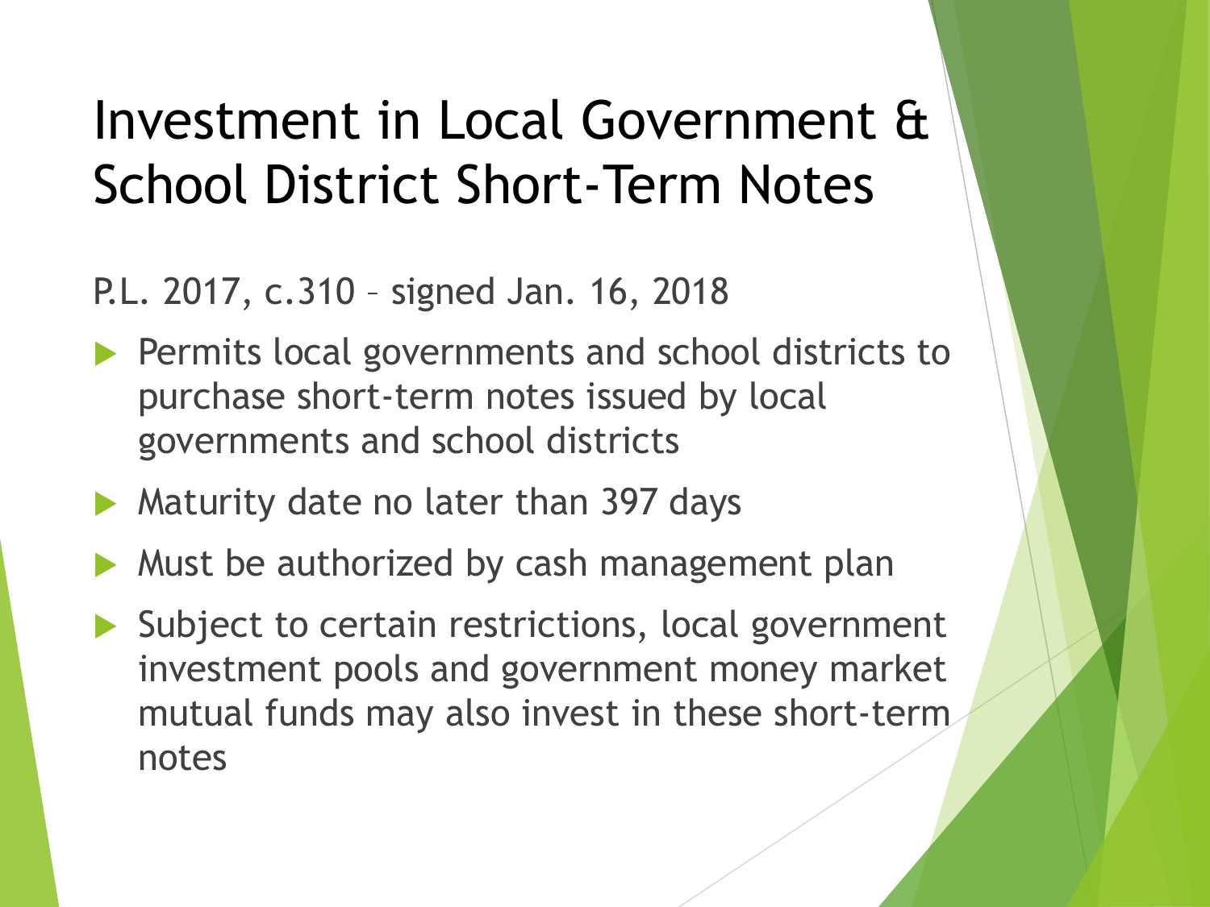# Investment in Local Government & School District Short-Term Notes

P.L. 2017, c.310 – signed Jan. 16, 2018

- Permits local governments and school districts to purchase short-term notes issued by local governments and school districts
- Maturity date no later than 397 days
- Must be authorized by cash management plan
- Subject to certain restrictions, local government investment pools and government money market mutual funds may also invest in these short-term notes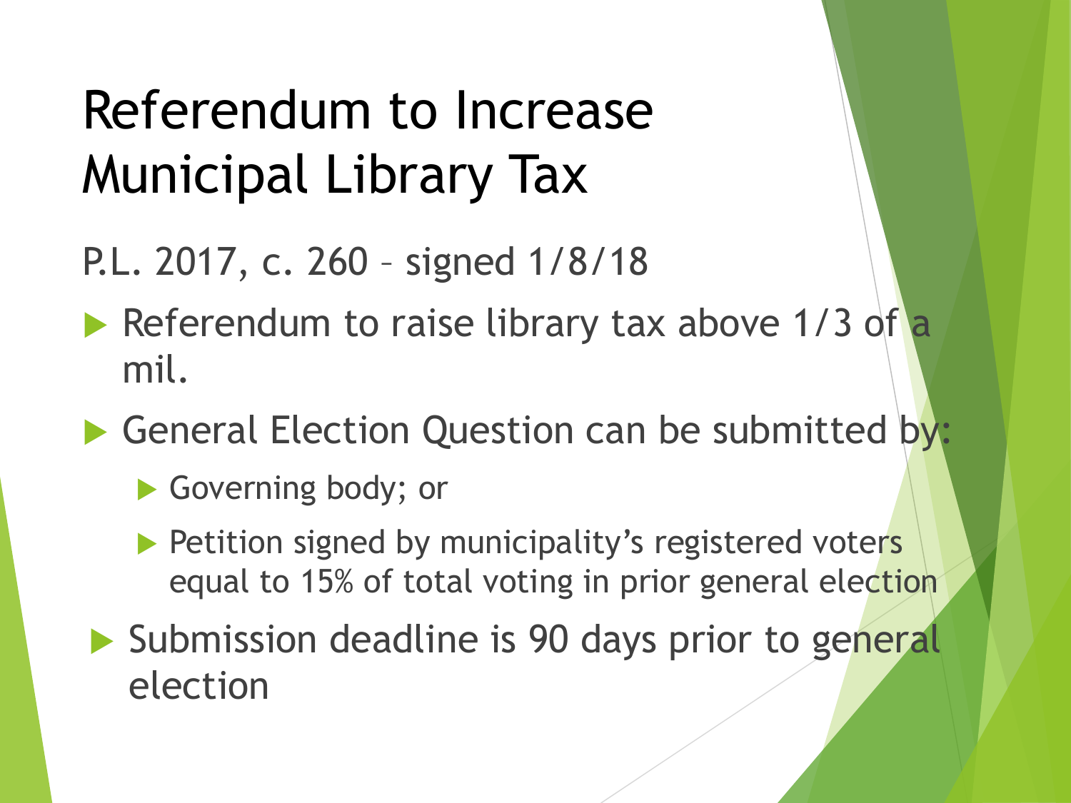# Referendum to Increase Municipal Library Tax

P.L. 2017, c. 260 – signed 1/8/18

- Referendum to raise library tax above 1/3 of a mil.
- General Election Question can be submitted by:
  - Governing body; or
  - Petition signed by municipality's registered voters equal to 15% of total voting in prior general election
- Submission deadline is 90 days prior to general election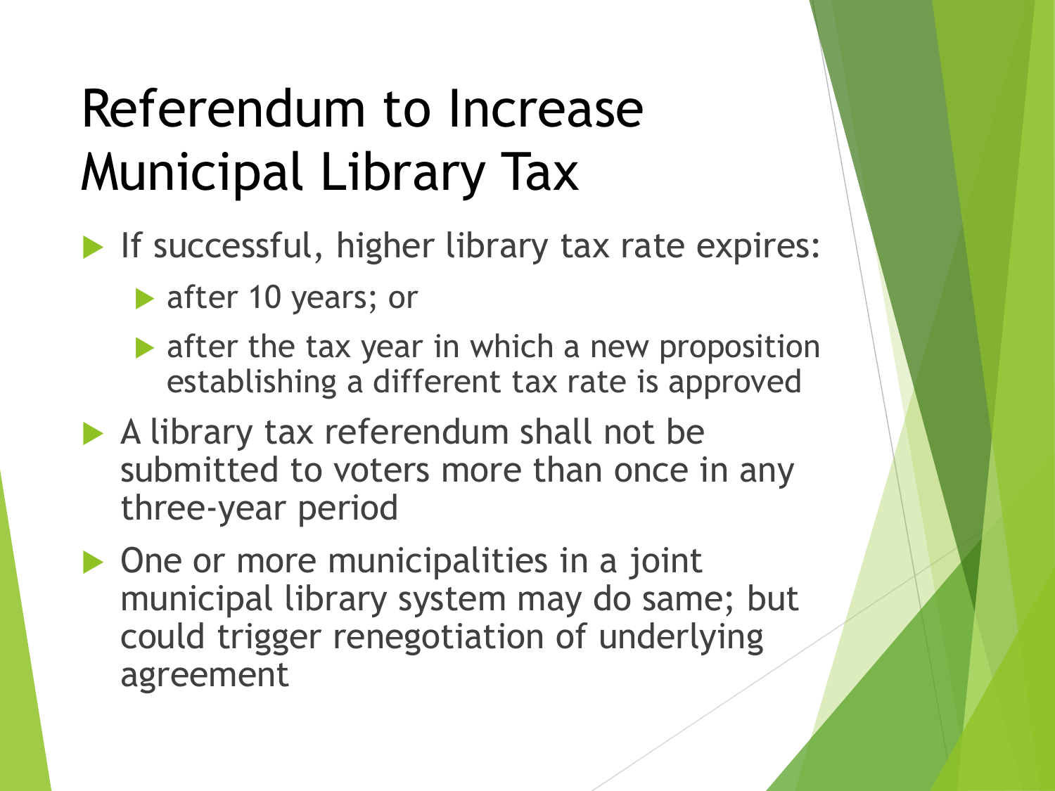# Referendum to Increase Municipal Library Tax

- If successful, higher library tax rate expires:
  - after 10 years; or
  - after the tax year in which a new proposition establishing a different tax rate is approved
- A library tax referendum shall not be submitted to voters more than once in any three-year period
- One or more municipalities in a joint municipal library system may do same; but could trigger renegotiation of underlying agreement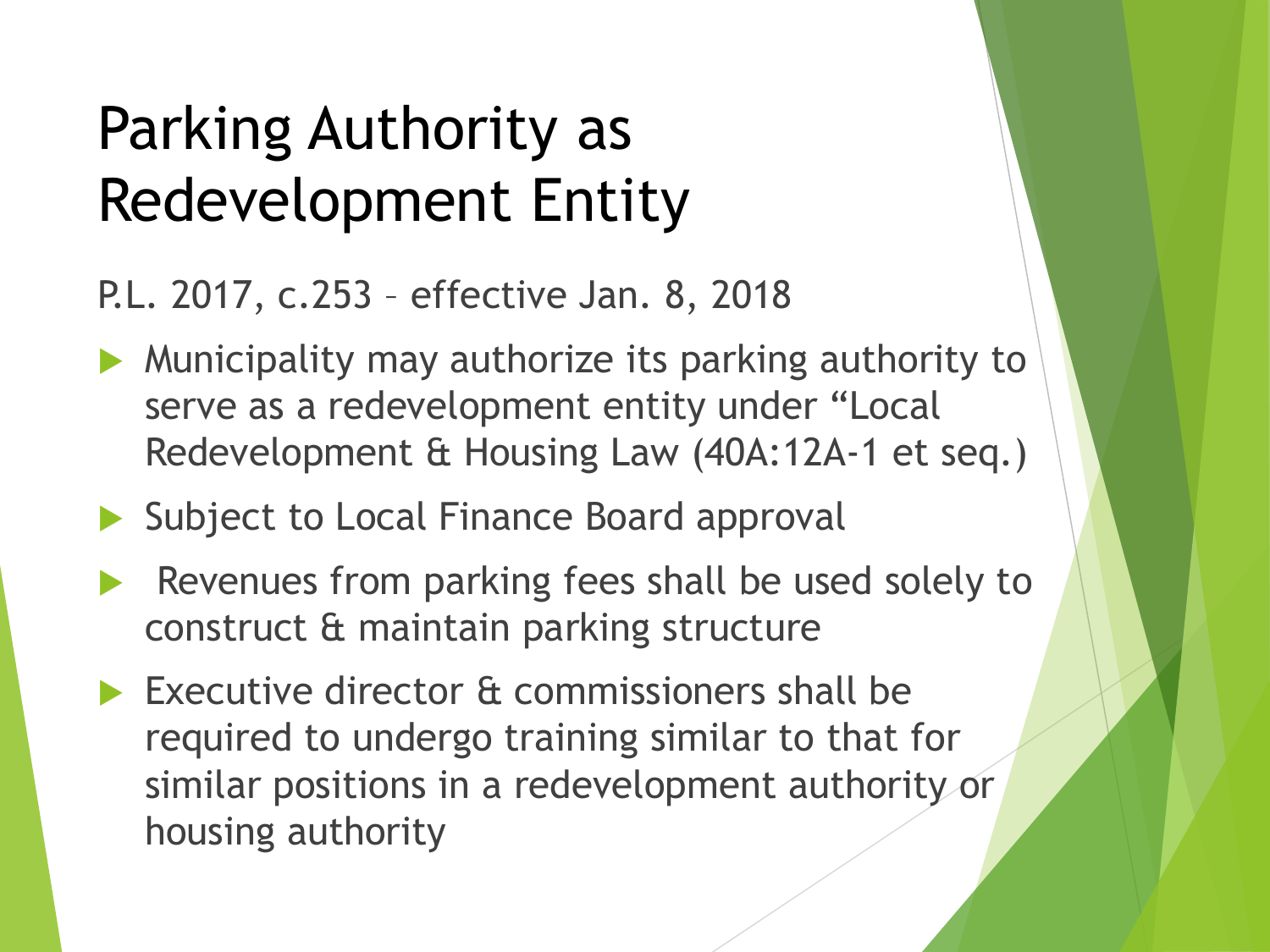# Parking Authority as Redevelopment Entity

P.L. 2017, c.253 – effective Jan. 8, 2018

- Municipality may authorize its parking authority to serve as a redevelopment entity under "Local Redevelopment & Housing Law (40A:12A-1 et seq.)
- Subject to Local Finance Board approval
- Revenues from parking fees shall be used solely to construct & maintain parking structure
- Executive director & commissioners shall be required to undergo training similar to that for similar positions in a redevelopment authority or housing authority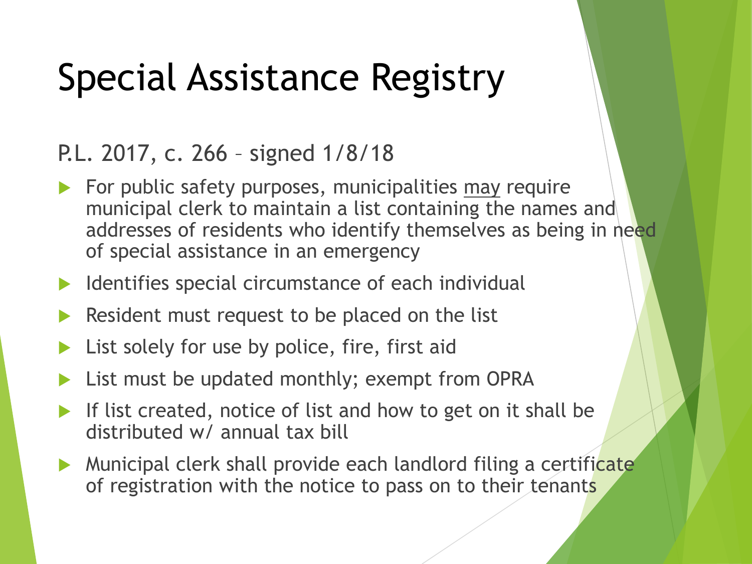# Special Assistance Registry

P.L. 2017, c. 266 – signed 1/8/18

- For public safety purposes, municipalities <u>may</u> require municipal clerk to maintain a list containing the names and addresses of residents who identify themselves as being in need of special assistance in an emergency
- Identifies special circumstance of each individual
- Resident must request to be placed on the list
- List solely for use by police, fire, first aid
- List must be updated monthly; exempt from OPRA
- If list created, notice of list and how to get on it shall be distributed w/ annual tax bill
- Municipal clerk shall provide each landlord filing a certificate of registration with the notice to pass on to their tenants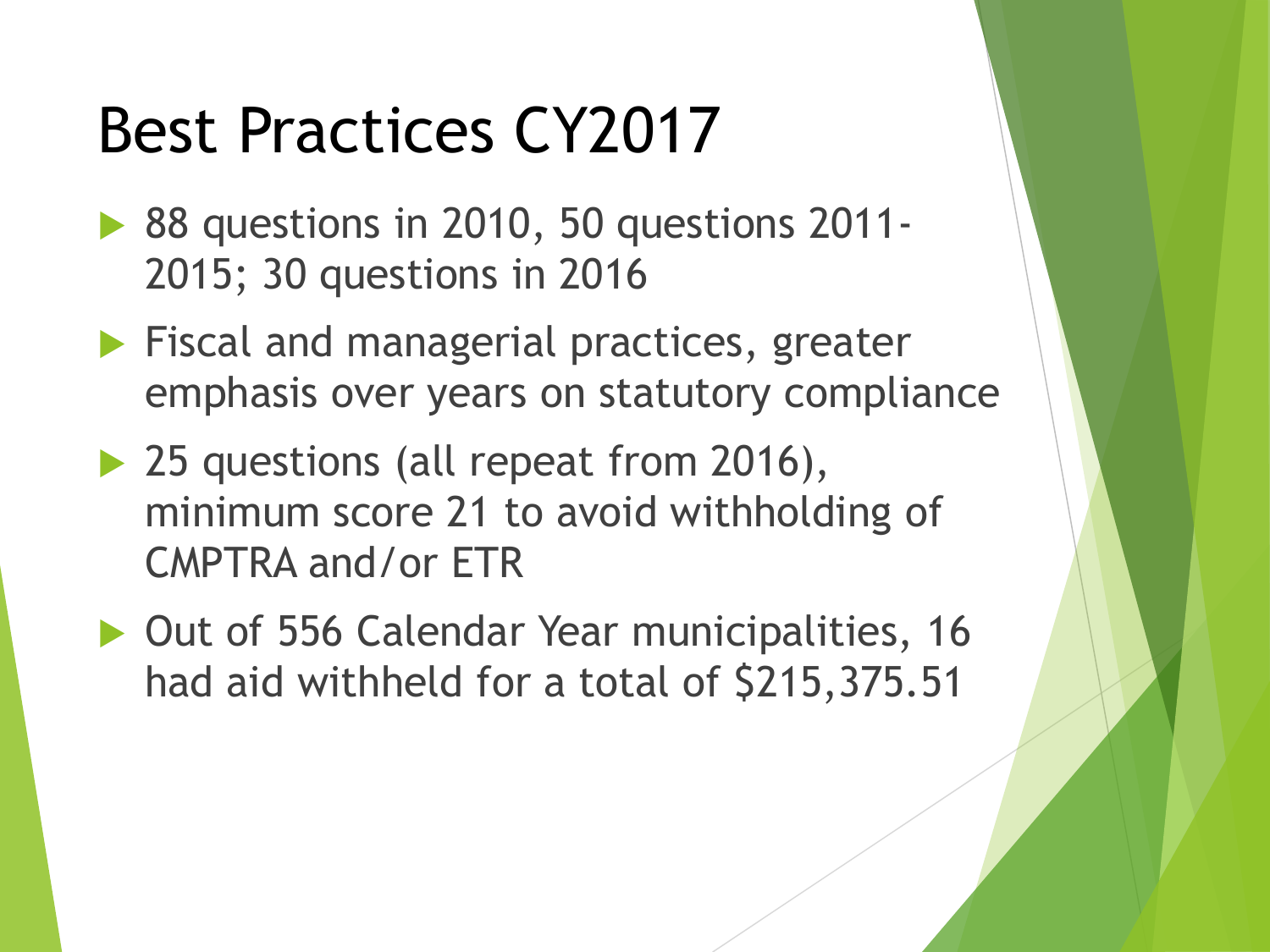# Best Practices CY2017

- 88 questions in 2010, 50 questions 2011-2015; 30 questions in 2016
- Fiscal and managerial practices, greater emphasis over years on statutory compliance
- 25 questions (all repeat from 2016), minimum score 21 to avoid withholding of CMPTRA and/or ETR
- Out of 556 Calendar Year municipalities, 16 had aid withheld for a total of $215,375.51